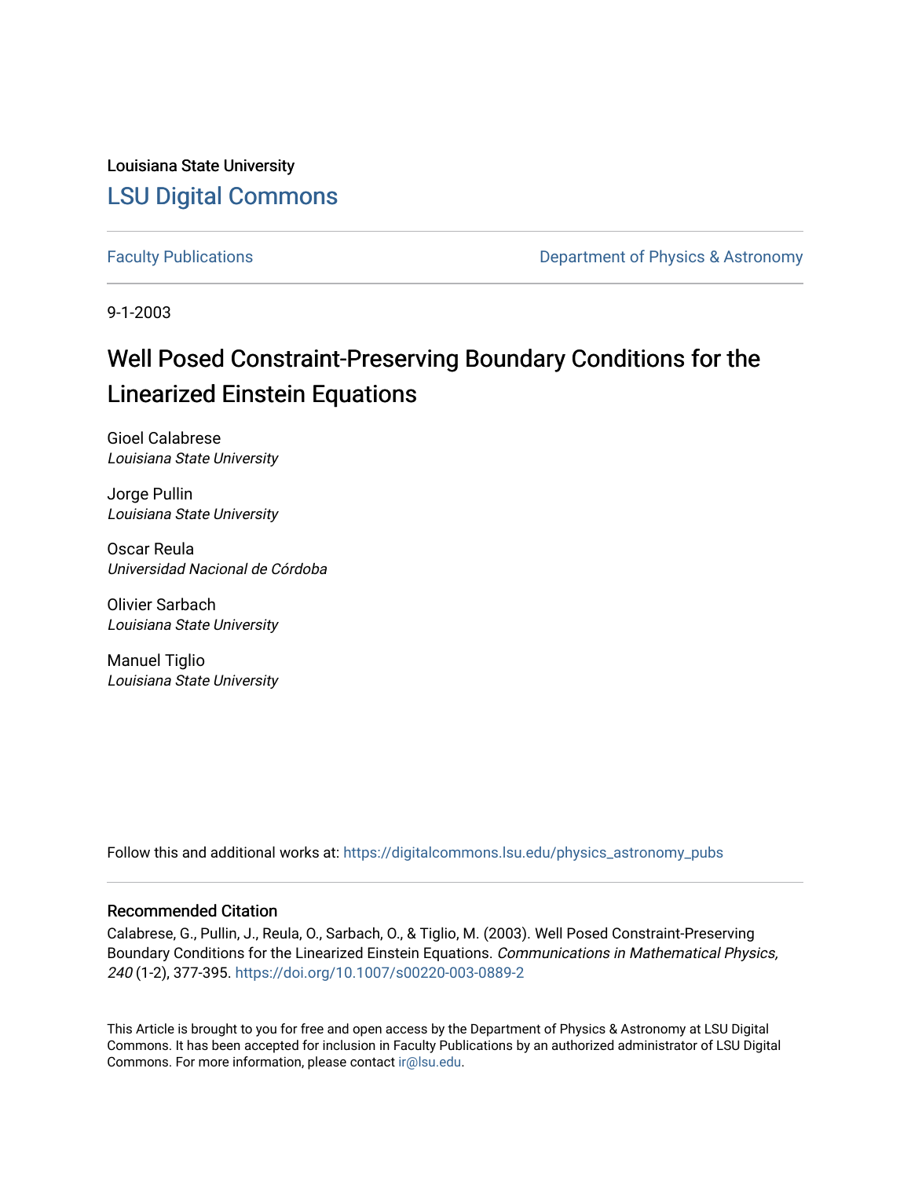Louisiana State University

# LSU Digital Commons

Faculty Publications | Department of Physics & Astronomy

9-1-2003

# Well Posed Constraint-Preserving Boundary Conditions for the Linearized Einstein Equations

Gioel Calabrese
*Louisiana State University*

Jorge Pullin
*Louisiana State University*

Oscar Reula
*Universidad Nacional de Córdoba*

Olivier Sarbach
*Louisiana State University*

Manuel Tiglio
*Louisiana State University*

Follow this and additional works at: https://digitalcommons.lsu.edu/physics_astronomy_pubs

## Recommended Citation

Calabrese, G., Pullin, J., Reula, O., Sarbach, O., & Tiglio, M. (2003). Well Posed Constraint-Preserving Boundary Conditions for the Linearized Einstein Equations. *Communications in Mathematical Physics, 240* (1-2), 377-395. https://doi.org/10.1007/s00220-003-0889-2

This Article is brought to you for free and open access by the Department of Physics & Astronomy at LSU Digital Commons. It has been accepted for inclusion in Faculty Publications by an authorized administrator of LSU Digital Commons. For more information, please contact ir@lsu.edu.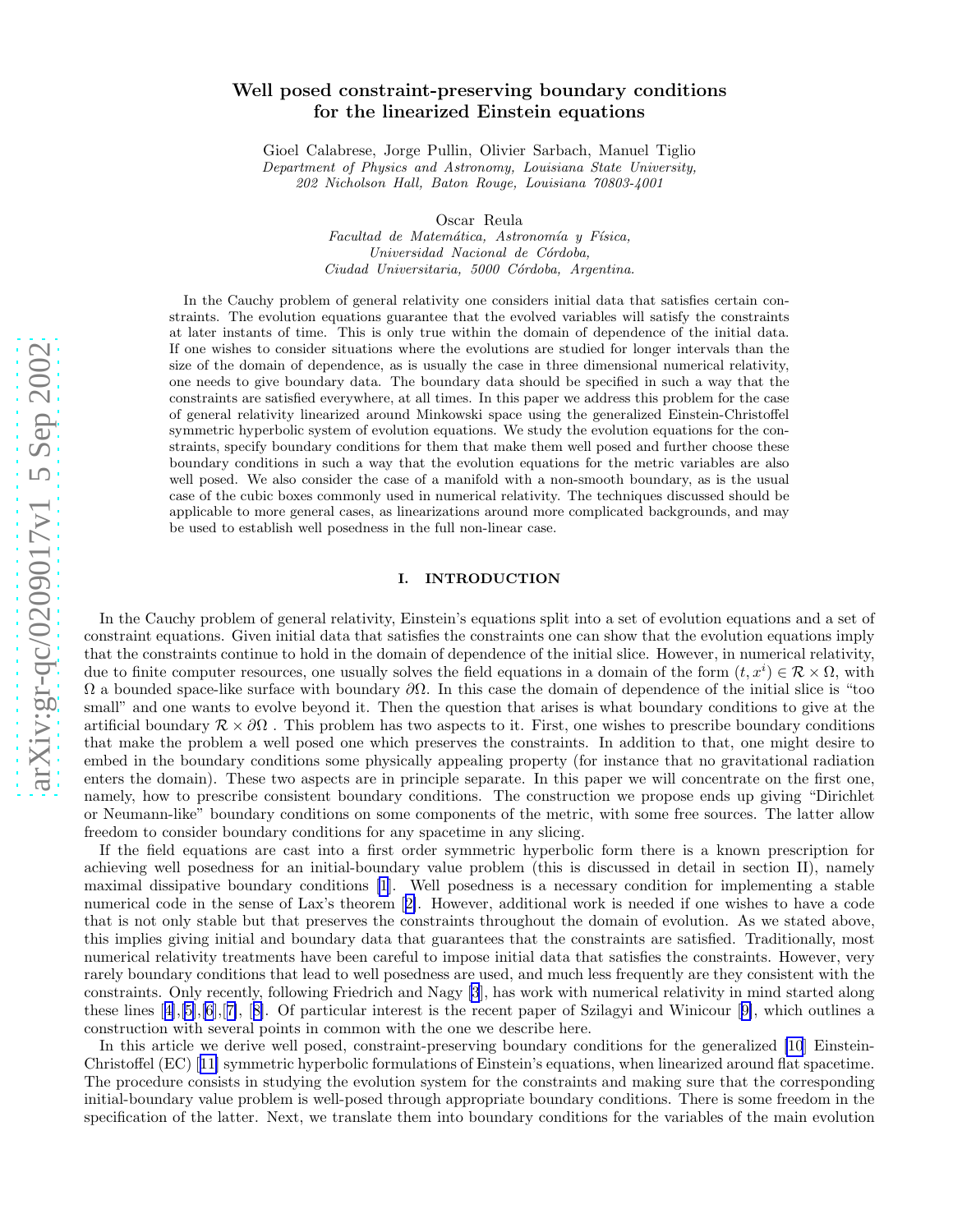# Well posed constraint-preserving boundary conditions for the linearized Einstein equations

Gioel Calabrese, Jorge Pullin, Olivier Sarbach, Manuel Tiglio
*Department of Physics and Astronomy, Louisiana State University,*
*202 Nicholson Hall, Baton Rouge, Louisiana 70803-4001*

Oscar Reula
*Facultad de Matemática, Astronomía y Física,*
*Universidad Nacional de Córdoba,*
*Ciudad Universitaria, 5000 Córdoba, Argentina.*

In the Cauchy problem of general relativity one considers initial data that satisfies certain constraints. The evolution equations guarantee that the evolved variables will satisfy the constraints at later instants of time. This is only true within the domain of dependence of the initial data. If one wishes to consider situations where the evolutions are studied for longer intervals than the size of the domain of dependence, as is usually the case in three dimensional numerical relativity, one needs to give boundary data. The boundary data should be specified in such a way that the constraints are satisfied everywhere, at all times. In this paper we address this problem for the case of general relativity linearized around Minkowski space using the generalized Einstein-Christoffel symmetric hyperbolic system of evolution equations. We study the evolution equations for the constraints, specify boundary conditions for them that make them well posed and further choose these boundary conditions in such a way that the evolution equations for the metric variables are also well posed. We also consider the case of a manifold with a non-smooth boundary, as is the usual case of the cubic boxes commonly used in numerical relativity. The techniques discussed should be applicable to more general cases, as linearizations around more complicated backgrounds, and may be used to establish well posedness in the full non-linear case.

## I. INTRODUCTION

In the Cauchy problem of general relativity, Einstein's equations split into a set of evolution equations and a set of constraint equations. Given initial data that satisfies the constraints one can show that the evolution equations imply that the constraints continue to hold in the domain of dependence of the initial slice. However, in numerical relativity, due to finite computer resources, one usually solves the field equations in a domain of the form $(t, x^i) \in \mathcal{R} \times \Omega$, with $\Omega$ a bounded space-like surface with boundary $\partial\Omega$. In this case the domain of dependence of the initial slice is "too small" and one wants to evolve beyond it. Then the question that arises is what boundary conditions to give at the artificial boundary $\mathcal{R} \times \partial\Omega$ . This problem has two aspects to it. First, one wishes to prescribe boundary conditions that make the problem a well posed one which preserves the constraints. In addition to that, one might desire to embed in the boundary conditions some physically appealing property (for instance that no gravitational radiation enters the domain). These two aspects are in principle separate. In this paper we will concentrate on the first one, namely, how to prescribe consistent boundary conditions. The construction we propose ends up giving "Dirichlet or Neumann-like" boundary conditions on some components of the metric, with some free sources. The latter allow freedom to consider boundary conditions for any spacetime in any slicing.

If the field equations are cast into a first order symmetric hyperbolic form there is a known prescription for achieving well posedness for an initial-boundary value problem (this is discussed in detail in section II), namely maximal dissipative boundary conditions [1]. Well posedness is a necessary condition for implementing a stable numerical code in the sense of Lax's theorem [2]. However, additional work is needed if one wishes to have a code that is not only stable but that preserves the constraints throughout the domain of evolution. As we stated above, this implies giving initial and boundary data that guarantees that the constraints are satisfied. Traditionally, most numerical relativity treatments have been careful to impose initial data that satisfies the constraints. However, very rarely boundary conditions that lead to well posedness are used, and much less frequently are they consistent with the constraints. Only recently, following Friedrich and Nagy [3], has work with numerical relativity in mind started along these lines [4],[5],[6],[7], [8]. Of particular interest is the recent paper of Szilagyi and Winicour [9], which outlines a construction with several points in common with the one we describe here.

In this article we derive well posed, constraint-preserving boundary conditions for the generalized [10] Einstein-Christoffel (EC) [11] symmetric hyperbolic formulations of Einstein's equations, when linearized around flat spacetime. The procedure consists in studying the evolution system for the constraints and making sure that the corresponding initial-boundary value problem is well-posed through appropriate boundary conditions. There is some freedom in the specification of the latter. Next, we translate them into boundary conditions for the variables of the main evolution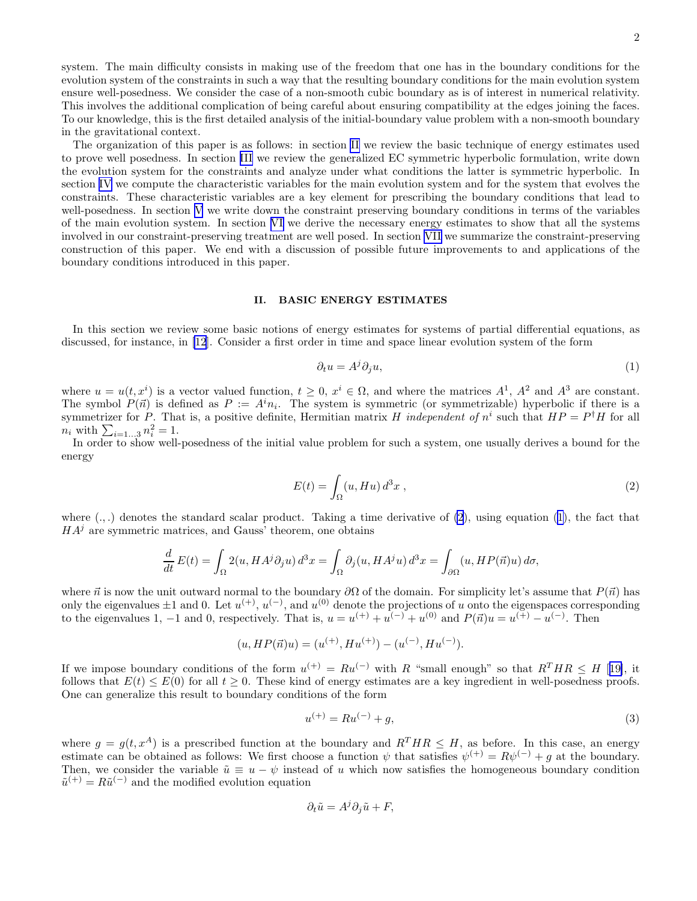system. The main difficulty consists in making use of the freedom that one has in the boundary conditions for the evolution system of the constraints in such a way that the resulting boundary conditions for the main evolution system ensure well-posedness. We consider the case of a non-smooth cubic boundary as is of interest in numerical relativity. This involves the additional complication of being careful about ensuring compatibility at the edges joining the faces. To our knowledge, this is the first detailed analysis of the initial-boundary value problem with a non-smooth boundary in the gravitational context.

The organization of this paper is as follows: in section II we review the basic technique of energy estimates used to prove well posedness. In section III we review the generalized EC symmetric hyperbolic formulation, write down the evolution system for the constraints and analyze under what conditions the latter is symmetric hyperbolic. In section IV we compute the characteristic variables for the main evolution system and for the system that evolves the constraints. These characteristic variables are a key element for prescribing the boundary conditions that lead to well-posedness. In section V we write down the constraint preserving boundary conditions in terms of the variables of the main evolution system. In section VI we derive the necessary energy estimates to show that all the systems involved in our constraint-preserving treatment are well posed. In section VII we summarize the constraint-preserving construction of this paper. We end with a discussion of possible future improvements to and applications of the boundary conditions introduced in this paper.

## II. BASIC ENERGY ESTIMATES

In this section we review some basic notions of energy estimates for systems of partial differential equations, as discussed, for instance, in [12]. Consider a first order in time and space linear evolution system of the form

$$\partial_t u = A^j \partial_j u, \tag{1}$$

where $u = u(t, x^i)$ is a vector valued function, $t \geq 0$, $x^i \in \Omega$, and where the matrices $A^1$, $A^2$ and $A^3$ are constant. The symbol $P(\vec{n})$ is defined as $P := A^i n_i$. The system is symmetric (or symmetrizable) hyperbolic if there is a symmetrizer for $P$. That is, a positive definite, Hermitian matrix $H$ *independent of* $n^i$ such that $HP = P^\dagger H$ for all $n_i$ with $\sum_{i=1\ldots3} n_i^2 = 1$.

In order to show well-posedness of the initial value problem for such a system, one usually derives a bound for the energy

$$E(t) = \int_\Omega (u, Hu)\, d^3x\ , \tag{2}$$

where $(.,.)$ denotes the standard scalar product. Taking a time derivative of (2), using equation (1), the fact that $HA^j$ are symmetric matrices, and Gauss' theorem, one obtains

$$\frac{d}{dt} E(t) = \int_\Omega 2(u, HA^j \partial_j u)\, d^3x = \int_\Omega \partial_j (u, HA^j u)\, d^3x = \int_{\partial\Omega} (u, HP(\vec{n})u)\, d\sigma,$$

where $\vec{n}$ is now the unit outward normal to the boundary $\partial\Omega$ of the domain. For simplicity let's assume that $P(\vec{n})$ has only the eigenvalues $\pm 1$ and 0. Let $u^{(+)}$, $u^{(-)}$, and $u^{(0)}$ denote the projections of $u$ onto the eigenspaces corresponding to the eigenvalues 1, $-1$ and 0, respectively. That is, $u = u^{(+)} + u^{(-)} + u^{(0)}$ and $P(\vec{n})u = u^{(+)} - u^{(-)}$. Then

$$(u, HP(\vec{n})u) = (u^{(+)}, Hu^{(+)}) - (u^{(-)}, Hu^{(-)}).$$

If we impose boundary conditions of the form $u^{(+)} = Ru^{(-)}$ with $R$ "small enough" so that $R^T H R \leq H$ [19], it follows that $E(t) \leq E(0)$ for all $t \geq 0$. These kind of energy estimates are a key ingredient in well-posedness proofs. One can generalize this result to boundary conditions of the form

$$u^{(+)} = Ru^{(-)} + g, \tag{3}$$

where $g = g(t, x^A)$ is a prescribed function at the boundary and $R^T H R \leq H$, as before. In this case, an energy estimate can be obtained as follows: We first choose a function $\psi$ that satisfies $\psi^{(+)} = R\psi^{(-)} + g$ at the boundary. Then, we consider the variable $\tilde{u} \equiv u - \psi$ instead of $u$ which now satisfies the homogeneous boundary condition $\tilde{u}^{(+)} = R\tilde{u}^{(-)}$ and the modified evolution equation

$$\partial_t \tilde{u} = A^j \partial_j \tilde{u} + F,$$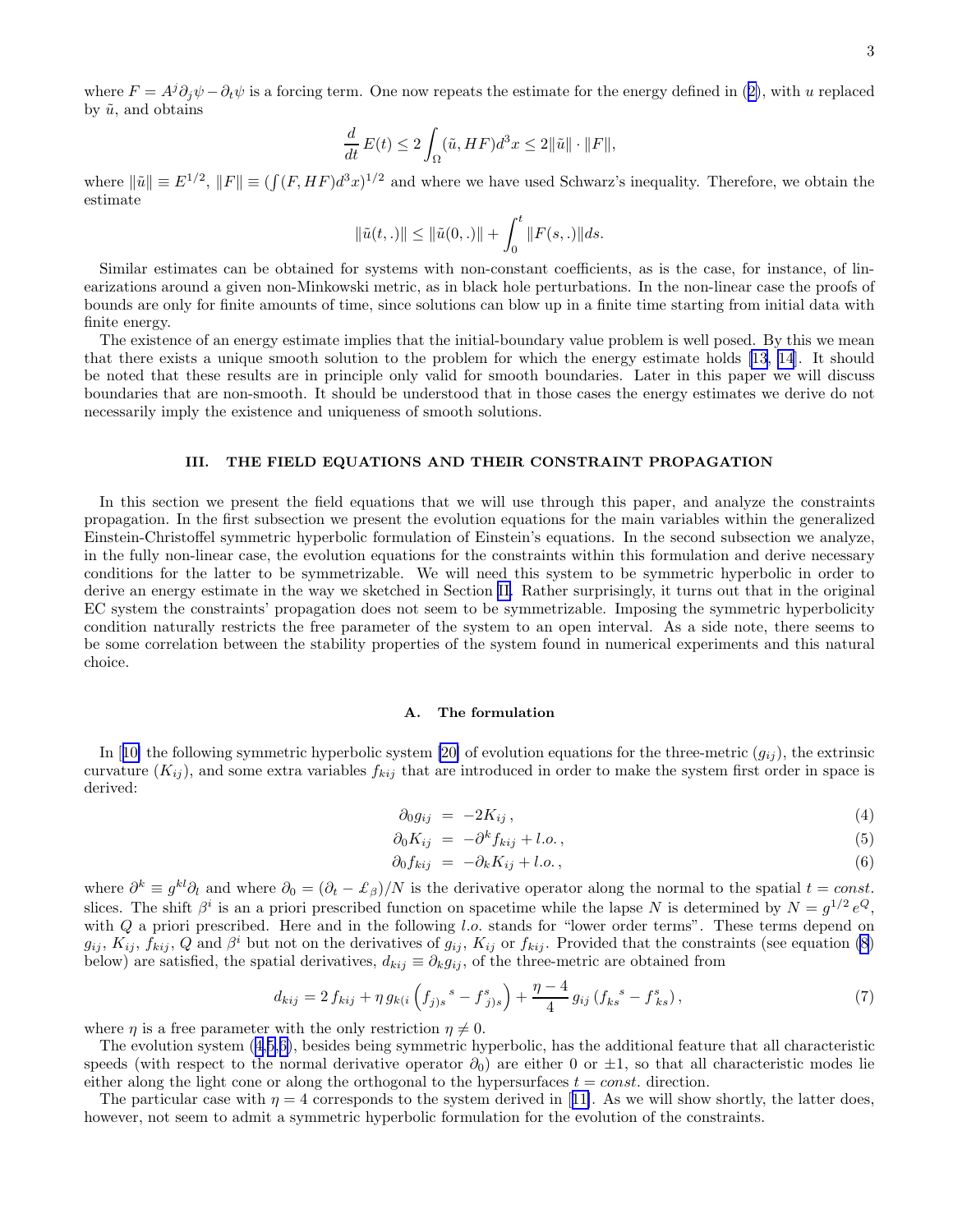where $F = A^j \partial_j \psi - \partial_t \psi$ is a forcing term. One now repeats the estimate for the energy defined in (2), with $u$ replaced by $\tilde{u}$, and obtains

$$\frac{d}{dt} E(t) \leq 2 \int_\Omega (\tilde{u}, HF) d^3x \leq 2 \|\tilde{u}\| \cdot \|F\|,$$

where $\|\tilde{u}\| \equiv E^{1/2}$, $\|F\| \equiv (\int (F, HF) d^3x)^{1/2}$ and where we have used Schwarz's inequality. Therefore, we obtain the estimate

$$\|\tilde{u}(t,.)\| \leq \|\tilde{u}(0,.)\| + \int_0^t \|F(s,.)\| ds.$$

Similar estimates can be obtained for systems with non-constant coefficients, as is the case, for instance, of linearizations around a given non-Minkowski metric, as in black hole perturbations. In the non-linear case the proofs of bounds are only for finite amounts of time, since solutions can blow up in a finite time starting from initial data with finite energy.

The existence of an energy estimate implies that the initial-boundary value problem is well posed. By this we mean that there exists a unique smooth solution to the problem for which the energy estimate holds [13, 14]. It should be noted that these results are in principle only valid for smooth boundaries. Later in this paper we will discuss boundaries that are non-smooth. It should be understood that in those cases the energy estimates we derive do not necessarily imply the existence and uniqueness of smooth solutions.

## III. THE FIELD EQUATIONS AND THEIR CONSTRAINT PROPAGATION

In this section we present the field equations that we will use through this paper, and analyze the constraints propagation. In the first subsection we present the evolution equations for the main variables within the generalized Einstein-Christoffel symmetric hyperbolic formulation of Einstein's equations. In the second subsection we analyze, in the fully non-linear case, the evolution equations for the constraints within this formulation and derive necessary conditions for the latter to be symmetrizable. We will need this system to be symmetric hyperbolic in order to derive an energy estimate in the way we sketched in Section II. Rather surprisingly, it turns out that in the original EC system the constraints' propagation does not seem to be symmetrizable. Imposing the symmetric hyperbolicity condition naturally restricts the free parameter of the system to an open interval. As a side note, there seems to be some correlation between the stability properties of the system found in numerical experiments and this natural choice.

### A. The formulation

In [10] the following symmetric hyperbolic system [20] of evolution equations for the three-metric ($g_{ij}$), the extrinsic curvature ($K_{ij}$), and some extra variables $f_{kij}$ that are introduced in order to make the system first order in space is derived:

$$\partial_0 g_{ij} = -2K_{ij}\,, \tag{4}$$

$$\partial_0 K_{ij} = -\partial^k f_{kij} + l.o.\,, \tag{5}$$

$$\partial_0 f_{kij} = -\partial_k K_{ij} + l.o.\,, \tag{6}$$

where $\partial^k \equiv g^{kl}\partial_l$ and where $\partial_0 = (\partial_t - \pounds_\beta)/N$ is the derivative operator along the normal to the spatial $t = const.$ slices. The shift $\beta^i$ is an a priori prescribed function on spacetime while the lapse $N$ is determined by $N = g^{1/2} e^Q$, with $Q$ a priori prescribed. Here and in the following $l.o.$ stands for "lower order terms". These terms depend on $g_{ij}$, $K_{ij}$, $f_{kij}$, $Q$ and $\beta^i$ but not on the derivatives of $g_{ij}$, $K_{ij}$ or $f_{kij}$. Provided that the constraints (see equation (8) below) are satisfied, the spatial derivatives, $d_{kij} \equiv \partial_k g_{ij}$, of the three-metric are obtained from

$$d_{kij} = 2\, f_{kij} + \eta\, g_{k(i} \left( f_{j)s}{}^s - f^s{}_{j)s} \right) + \frac{\eta - 4}{4}\, g_{ij} \left( f_{ks}{}^s - f^s{}_{ks} \right), \tag{7}$$

where $\eta$ is a free parameter with the only restriction $\eta \neq 0$.

The evolution system (4,5,6), besides being symmetric hyperbolic, has the additional feature that all characteristic speeds (with respect to the normal derivative operator $\partial_0$) are either 0 or $\pm 1$, so that all characteristic modes lie either along the light cone or along the orthogonal to the hypersurfaces $t = const.$ direction.

The particular case with $\eta = 4$ corresponds to the system derived in [11]. As we will show shortly, the latter does, however, not seem to admit a symmetric hyperbolic formulation for the evolution of the constraints.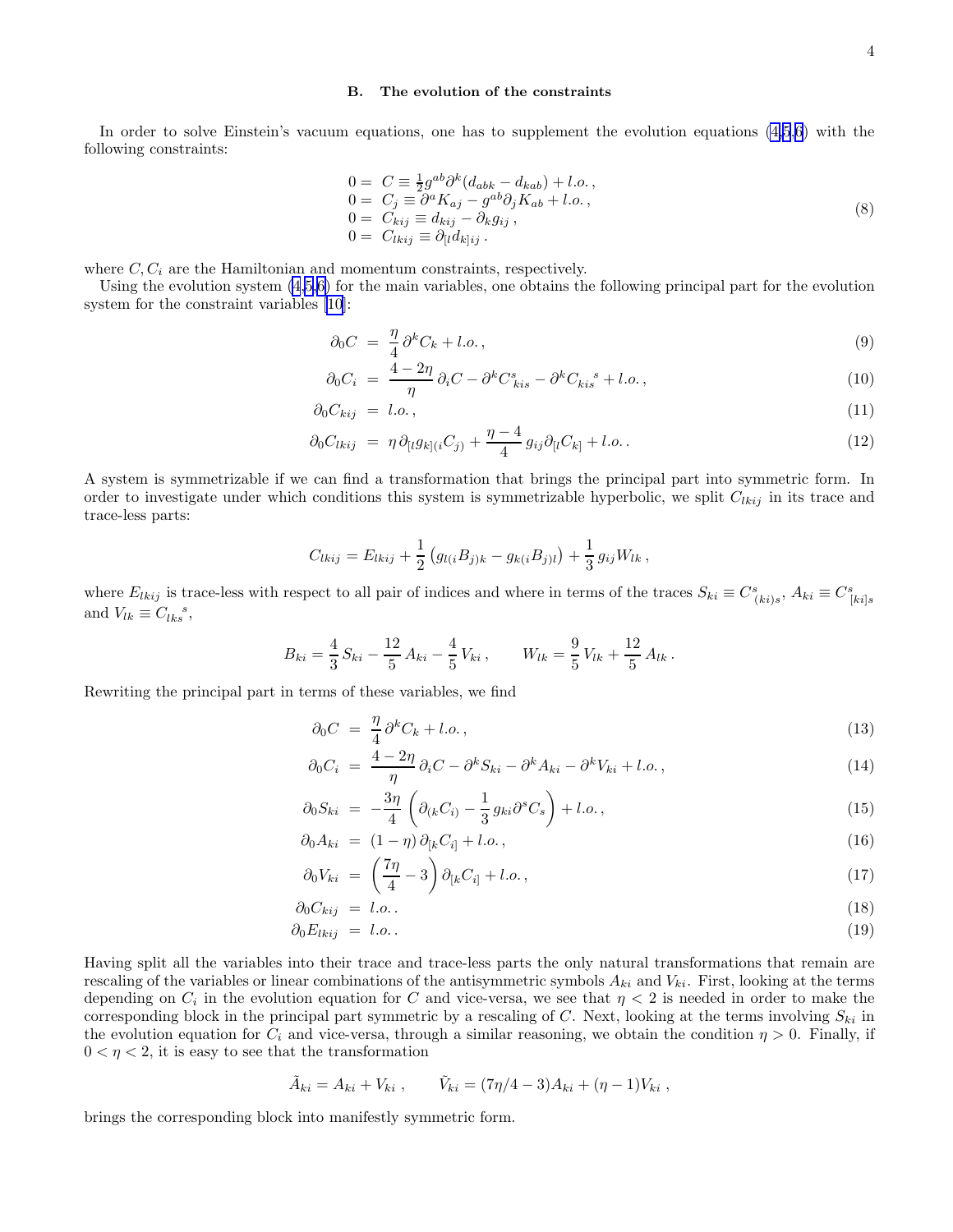### B. The evolution of the constraints

In order to solve Einstein's vacuum equations, one has to supplement the evolution equations (4,5,6) with the following constraints:

$$
\begin{aligned}
0 =\ & C \equiv \tfrac{1}{2} g^{ab} \partial^k (d_{abk} - d_{kab}) + l.o. \,, \\
0 =\ & C_j \equiv \partial^a K_{aj} - g^{ab} \partial_j K_{ab} + l.o. \,, \\
0 =\ & C_{kij} \equiv d_{kij} - \partial_k g_{ij} \,, \\
0 =\ & C_{lkij} \equiv \partial_{[l} d_{k]ij} \,.
\end{aligned} \tag{8}
$$

where $C, C_i$ are the Hamiltonian and momentum constraints, respectively.

Using the evolution system (4,5,6) for the main variables, one obtains the following principal part for the evolution system for the constraint variables [10]:

$$
\partial_0 C \;=\; \frac{\eta}{4}\, \partial^k C_k + l.o. \,, \tag{9}
$$

$$
\partial_0 C_i \;=\; \frac{4 - 2\eta}{\eta}\, \partial_i C - \partial^k C^s{}_{kis} - \partial^k C_{kis}{}^s + l.o. \,, \tag{10}
$$

$$
\partial_0 C_{kij} \;=\; l.o. \,, \tag{11}
$$

$$
\partial_0 C_{lkij} \;=\; \eta\, \partial_{[l} g_{k](i} C_{j)} + \frac{\eta - 4}{4}\, g_{ij} \partial_{[l} C_{k]} + l.o. \,. \tag{12}
$$

A system is symmetrizable if we can find a transformation that brings the principal part into symmetric form. In order to investigate under which conditions this system is symmetrizable hyperbolic, we split $C_{lkij}$ in its trace and trace-less parts:

$$
C_{lkij} = E_{lkij} + \frac{1}{2}\left( g_{l(i} B_{j)k} - g_{k(i} B_{j)l} \right) + \frac{1}{3}\, g_{ij} W_{lk} \,,
$$

where $E_{lkij}$ is trace-less with respect to all pair of indices and where in terms of the traces $S_{ki} \equiv C^s{}_{(ki)s}$, $A_{ki} \equiv C^s{}_{[ki]s}$ and $V_{lk} \equiv C_{lks}{}^s$,

$$
B_{ki} = \frac{4}{3}\, S_{ki} - \frac{12}{5}\, A_{ki} - \frac{4}{5}\, V_{ki} \,, \qquad W_{lk} = \frac{9}{5}\, V_{lk} + \frac{12}{5}\, A_{lk} \,.
$$

Rewriting the principal part in terms of these variables, we find

$$
\partial_0 C \;=\; \frac{\eta}{4}\, \partial^k C_k + l.o. \,, \tag{13}
$$

$$
\partial_0 C_i \;=\; \frac{4 - 2\eta}{\eta}\, \partial_i C - \partial^k S_{ki} - \partial^k A_{ki} - \partial^k V_{ki} + l.o. \,, \tag{14}
$$

$$
\partial_0 S_{ki} \;=\; -\frac{3\eta}{4} \left( \partial_{(k} C_{i)} - \frac{1}{3}\, g_{ki} \partial^s C_s \right) + l.o. \,, \tag{15}
$$

$$
\partial_0 A_{ki} \;=\; (1 - \eta)\, \partial_{[k} C_{i]} + l.o. \,, \tag{16}
$$

$$
\partial_0 V_{ki} \;=\; \left( \frac{7\eta}{4} - 3 \right) \partial_{[k} C_{i]} + l.o. \,, \tag{17}
$$

$$
\partial_0 C_{kij} \;=\; l.o. \,. \tag{18}
$$

$$
\partial_0 E_{lkij} \;=\; l.o. \,. \tag{19}
$$

Having split all the variables into their trace and trace-less parts the only natural transformations that remain are rescaling of the variables or linear combinations of the antisymmetric symbols $A_{ki}$ and $V_{ki}$. First, looking at the terms depending on $C_i$ in the evolution equation for $C$ and vice-versa, we see that $\eta < 2$ is needed in order to make the corresponding block in the principal part symmetric by a rescaling of $C$. Next, looking at the terms involving $S_{ki}$ in the evolution equation for $C_i$ and vice-versa, through a similar reasoning, we obtain the condition $\eta > 0$. Finally, if $0 < \eta < 2$, it is easy to see that the transformation

$$
\tilde{A}_{ki} = A_{ki} + V_{ki} \,, \qquad \tilde{V}_{ki} = (7\eta/4 - 3) A_{ki} + (\eta - 1) V_{ki} \,,
$$

brings the corresponding block into manifestly symmetric form.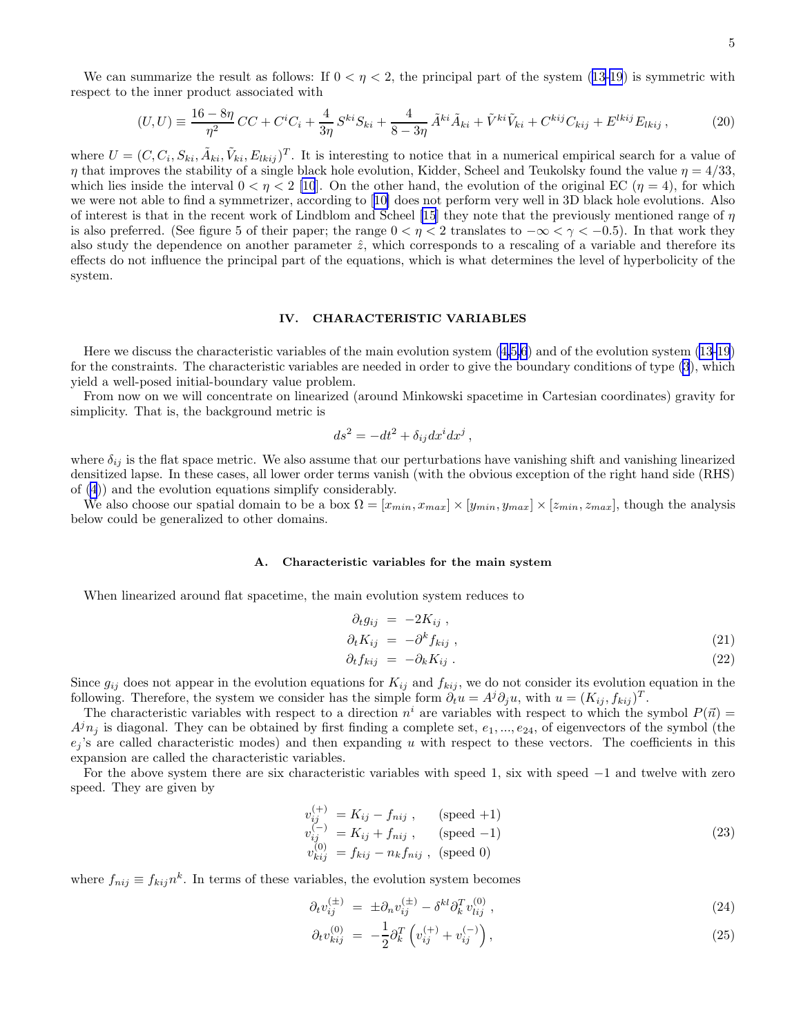We can summarize the result as follows: If $0 < \eta < 2$, the principal part of the system (13-19) is symmetric with respect to the inner product associated with

$$(U,U) \equiv \frac{16-8\eta}{\eta^2}\,CC + C^iC_i + \frac{4}{3\eta}\,S^{ki}S_{ki} + \frac{4}{8-3\eta}\,\tilde{A}^{ki}\tilde{A}_{ki} + \tilde{V}^{ki}\tilde{V}_{ki} + C^{kij}C_{kij} + E^{lkij}E_{lkij}\,, \tag{20}$$

where $U = (C, C_i, S_{ki}, \tilde{A}_{ki}, \tilde{V}_{ki}, E_{lkij})^T$. It is interesting to notice that in a numerical empirical search for a value of $\eta$ that improves the stability of a single black hole evolution, Kidder, Scheel and Teukolsky found the value $\eta = 4/33$, which lies inside the interval $0 < \eta < 2$ [10]. On the other hand, the evolution of the original EC ($\eta = 4$), for which we were not able to find a symmetrizer, according to [10] does not perform very well in 3D black hole evolutions. Also of interest is that in the recent work of Lindblom and Scheel [15] they note that the previously mentioned range of $\eta$ is also preferred. (See figure 5 of their paper; the range $0 < \eta < 2$ translates to $-\infty < \gamma < -0.5$). In that work they also study the dependence on another parameter $\hat{z}$, which corresponds to a rescaling of a variable and therefore its effects do not influence the principal part of the equations, which is what determines the level of hyperbolicity of the system.

## IV. CHARACTERISTIC VARIABLES

Here we discuss the characteristic variables of the main evolution system (4,5,6) and of the evolution system (13-19) for the constraints. The characteristic variables are needed in order to give the boundary conditions of type (3), which yield a well-posed initial-boundary value problem.

From now on we will concentrate on linearized (around Minkowski spacetime in Cartesian coordinates) gravity for simplicity. That is, the background metric is

$$ds^2 = -dt^2 + \delta_{ij}dx^i dx^j\,,$$

where $\delta_{ij}$ is the flat space metric. We also assume that our perturbations have vanishing shift and vanishing linearized densitized lapse. In these cases, all lower order terms vanish (with the obvious exception of the right hand side (RHS) of (4)) and the evolution equations simplify considerably.

We also choose our spatial domain to be a box $\Omega = [x_{min}, x_{max}] \times [y_{min}, y_{max}] \times [z_{min}, z_{max}]$, though the analysis below could be generalized to other domains.

### A. Characteristic variables for the main system

When linearized around flat spacetime, the main evolution system reduces to

$$\begin{aligned}
\partial_t g_{ij} &= -2K_{ij}\,, \\
\partial_t K_{ij} &= -\partial^k f_{kij}\,, \qquad (21)\\
\partial_t f_{kij} &= -\partial_k K_{ij}\,. \qquad (22)
\end{aligned}$$

Since $g_{ij}$ does not appear in the evolution equations for $K_{ij}$ and $f_{kij}$, we do not consider its evolution equation in the following. Therefore, the system we consider has the simple form $\partial_t u = A^j\partial_j u$, with $u = (K_{ij}, f_{kij})^T$.

The characteristic variables with respect to a direction $n^i$ are variables with respect to which the symbol $P(\vec{n}) = A^j n_j$ is diagonal. They can be obtained by first finding a complete set, $e_1, ..., e_{24}$, of eigenvectors of the symbol (the $e_j$'s are called characteristic modes) and then expanding $u$ with respect to these vectors. The coefficients in this expansion are called the characteristic variables.

For the above system there are six characteristic variables with speed 1, six with speed $-1$ and twelve with zero speed. They are given by

$$\begin{aligned}
v_{ij}^{(+)} &= K_{ij} - f_{nij}\,, \qquad \text{(speed +1)} \\
v_{ij}^{(-)} &= K_{ij} + f_{nij}\,, \qquad \text{(speed −1)} \\
v_{kij}^{(0)} &= f_{kij} - n_k f_{nij}\,, \quad \text{(speed 0)}
\end{aligned} \tag{23}$$

where $f_{nij} \equiv f_{kij}n^k$. In terms of these variables, the evolution system becomes

$$\partial_t v_{ij}^{(\pm)} = \pm\partial_n v_{ij}^{(\pm)} - \delta^{kl}\partial_k^T v_{lij}^{(0)}\,, \tag{24}$$

$$\partial_t v_{kij}^{(0)} = -\frac{1}{2}\partial_k^T\left(v_{ij}^{(+)} + v_{ij}^{(-)}\right), \tag{25}$$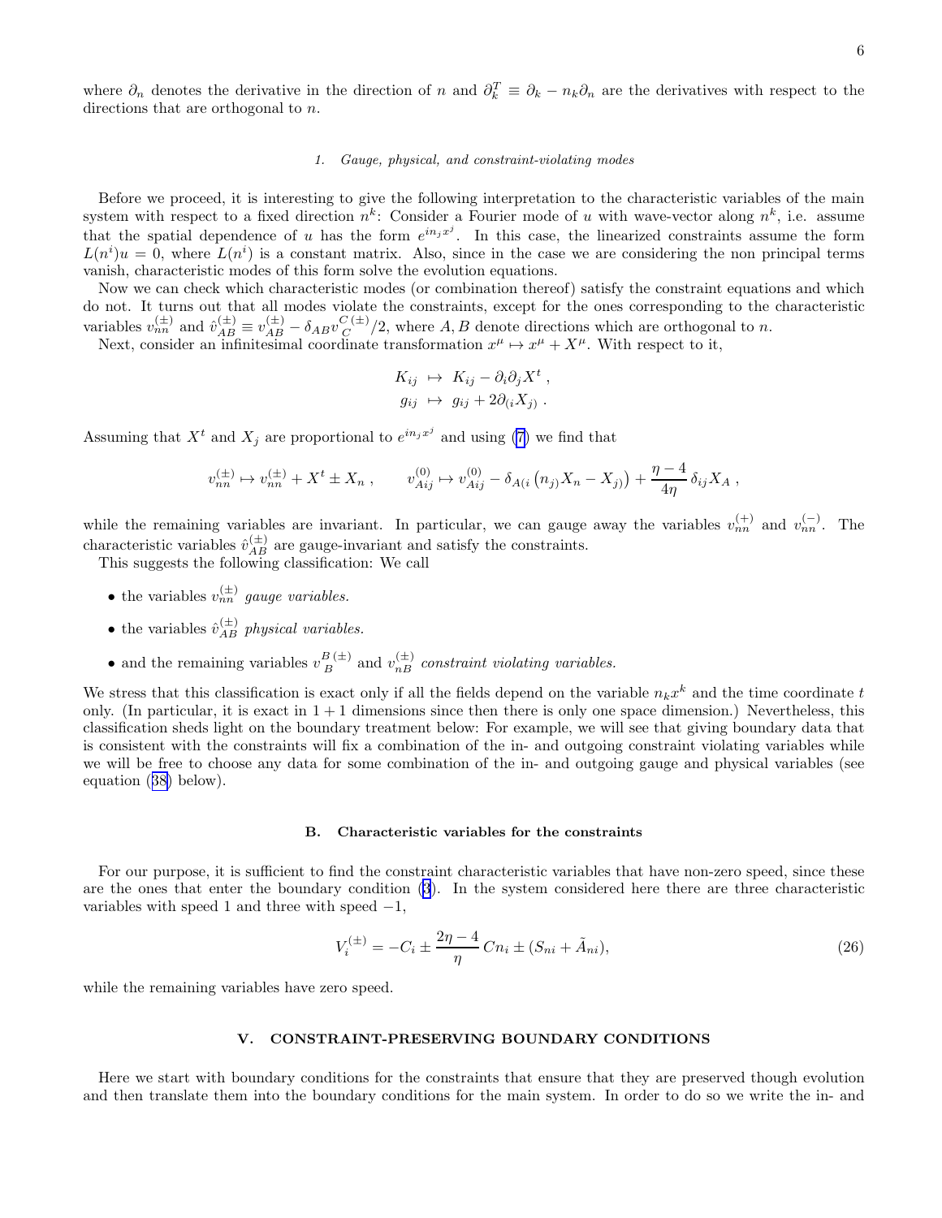where $\partial_n$ denotes the derivative in the direction of $n$ and $\partial^T_k \equiv \partial_k - n_k\partial_n$ are the derivatives with respect to the directions that are orthogonal to $n$.

#### 1. Gauge, physical, and constraint-violating modes

Before we proceed, it is interesting to give the following interpretation to the characteristic variables of the main system with respect to a fixed direction $n^k$: Consider a Fourier mode of $u$ with wave-vector along $n^k$, i.e. assume that the spatial dependence of $u$ has the form $e^{in_j x^j}$. In this case, the linearized constraints assume the form $L(n^i)u = 0$, where $L(n^i)$ is a constant matrix. Also, since in the case we are considering the non principal terms vanish, characteristic modes of this form solve the evolution equations.

Now we can check which characteristic modes (or combination thereof) satisfy the constraint equations and which do not. It turns out that all modes violate the constraints, except for the ones corresponding to the characteristic variables $v^{(\pm)}_{nn}$ and $\hat{v}^{(\pm)}_{AB} \equiv v^{(\pm)}_{AB} - \delta_{AB} v^{C\,(\pm)}_{C}/2$, where $A, B$ denote directions which are orthogonal to $n$.

Next, consider an infinitesimal coordinate transformation $x^\mu \mapsto x^\mu + X^\mu$. With respect to it,

$$
\begin{aligned}
K_{ij} &\mapsto K_{ij} - \partial_i\partial_j X^t\,,\\
g_{ij} &\mapsto g_{ij} + 2\partial_{(i}X_{j)}\,.
\end{aligned}
$$

Assuming that $X^t$ and $X_j$ are proportional to $e^{in_j x^j}$ and using (7) we find that

$$
v^{(\pm)}_{nn} \mapsto v^{(\pm)}_{nn} + X^t \pm X_n\,, \qquad v^{(0)}_{Aij} \mapsto v^{(0)}_{Aij} - \delta_{A(i}\left(n_{j)}X_n - X_{j)}\right) + \frac{\eta - 4}{4\eta}\,\delta_{ij}X_A\,,
$$

while the remaining variables are invariant. In particular, we can gauge away the variables $v^{(+)}_{nn}$ and $v^{(-)}_{nn}$. The characteristic variables $\hat{v}^{(\pm)}_{AB}$ are gauge-invariant and satisfy the constraints.

This suggests the following classification: We call

- the variables $v^{(\pm)}_{nn}$ *gauge variables.*
- the variables $\hat{v}^{(\pm)}_{AB}$ *physical variables.*
- and the remaining variables $v^{B\,(\pm)}_{B}$ and $v^{(\pm)}_{nB}$ *constraint violating variables.*

We stress that this classification is exact only if all the fields depend on the variable $n_k x^k$ and the time coordinate $t$ only. (In particular, it is exact in $1+1$ dimensions since then there is only one space dimension.) Nevertheless, this classification sheds light on the boundary treatment below: For example, we will see that giving boundary data that is consistent with the constraints will fix a combination of the in- and outgoing constraint violating variables while we will be free to choose any data for some combination of the in- and outgoing gauge and physical variables (see equation (38) below).

### B. Characteristic variables for the constraints

For our purpose, it is sufficient to find the constraint characteristic variables that have non-zero speed, since these are the ones that enter the boundary condition (3). In the system considered here there are three characteristic variables with speed 1 and three with speed $-1$,

$$
V^{(\pm)}_i = -C_i \pm \frac{2\eta - 4}{\eta}\,Cn_i \pm (S_{ni} + \tilde{A}_{ni}), \tag{26}
$$

while the remaining variables have zero speed.

## V. CONSTRAINT-PRESERVING BOUNDARY CONDITIONS

Here we start with boundary conditions for the constraints that ensure that they are preserved though evolution and then translate them into the boundary conditions for the main system. In order to do so we write the in- and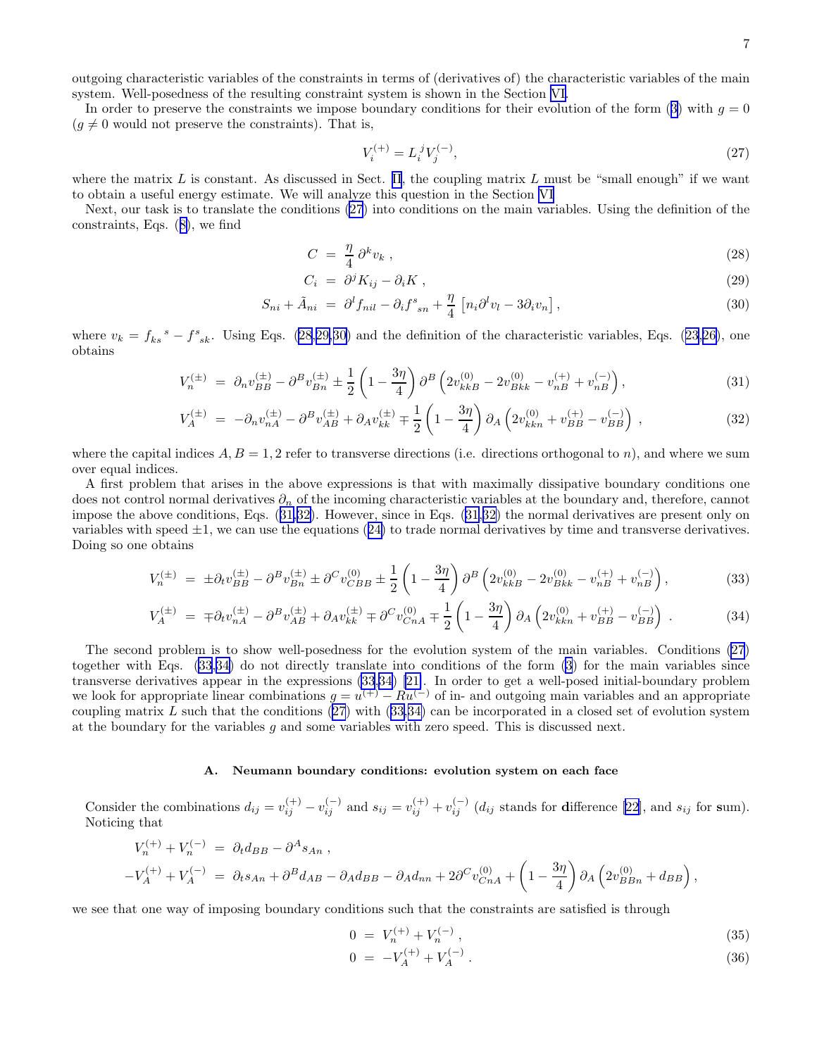outgoing characteristic variables of the constraints in terms of (derivatives of) the characteristic variables of the main system. Well-posedness of the resulting constraint system is shown in the Section VI.

In order to preserve the constraints we impose boundary conditions for their evolution of the form (3) with $g = 0$ ($g \neq 0$ would not preserve the constraints). That is,

$$V_i^{(+)} = L_i{}^j V_j^{(-)}, \tag{27}$$

where the matrix $L$ is constant. As discussed in Sect. II, the coupling matrix $L$ must be "small enough" if we want to obtain a useful energy estimate. We will analyze this question in the Section VI.

Next, our task is to translate the conditions (27) into conditions on the main variables. Using the definition of the constraints, Eqs. (8), we find

$$C = \frac{\eta}{4}\, \partial^k v_k \,, \tag{28}$$

$$C_i = \partial^j K_{ij} - \partial_i K \,, \tag{29}$$

$$S_{ni} + \tilde{A}_{ni} = \partial^l f_{nil} - \partial_i f^s{}_{sn} + \frac{\eta}{4}\left[ n_i \partial^l v_l - 3\partial_i v_n \right], \tag{30}$$

where $v_k = f_{ks}{}^s - f^s{}_{sk}$. Using Eqs. (28,29,30) and the definition of the characteristic variables, Eqs. (23,26), one obtains

$$V_n^{(\pm)} = \partial_n v_{BB}^{(\pm)} - \partial^B v_{Bn}^{(\pm)} \pm \frac{1}{2}\left(1 - \frac{3\eta}{4}\right)\partial^B\left(2v_{kkB}^{(0)} - 2v_{Bkk}^{(0)} - v_{nB}^{(+)} + v_{nB}^{(-)}\right), \tag{31}$$

$$V_A^{(\pm)} = -\partial_n v_{nA}^{(\pm)} - \partial^B v_{AB}^{(\pm)} + \partial_A v_{kk}^{(\pm)} \mp \frac{1}{2}\left(1 - \frac{3\eta}{4}\right)\partial_A\left(2v_{kkn}^{(0)} + v_{BB}^{(+)} - v_{BB}^{(-)}\right) \,, \tag{32}$$

where the capital indices $A, B = 1, 2$ refer to transverse directions (i.e. directions orthogonal to $n$), and where we sum over equal indices.

A first problem that arises in the above expressions is that with maximally dissipative boundary conditions one does not control normal derivatives $\partial_n$ of the incoming characteristic variables at the boundary and, therefore, cannot impose the above conditions, Eqs. (31,32). However, since in Eqs. (31,32) the normal derivatives are present only on variables with speed $\pm 1$, we can use the equations (24) to trade normal derivatives by time and transverse derivatives. Doing so one obtains

$$V_n^{(\pm)} = \pm\partial_t v_{BB}^{(\pm)} - \partial^B v_{Bn}^{(\pm)} \pm \partial^C v_{CBB}^{(0)} \pm \frac{1}{2}\left(1 - \frac{3\eta}{4}\right)\partial^B\left(2v_{kkB}^{(0)} - 2v_{Bkk}^{(0)} - v_{nB}^{(+)} + v_{nB}^{(-)}\right), \tag{33}$$

$$V_A^{(\pm)} = \mp\partial_t v_{nA}^{(\pm)} - \partial^B v_{AB}^{(\pm)} + \partial_A v_{kk}^{(\pm)} \mp \partial^C v_{CnA}^{(0)} \mp \frac{1}{2}\left(1 - \frac{3\eta}{4}\right)\partial_A\left(2v_{kkn}^{(0)} + v_{BB}^{(+)} - v_{BB}^{(-)}\right) \,. \tag{34}$$

The second problem is to show well-posedness for the evolution system of the main variables. Conditions (27) together with Eqs. (33,34) do not directly translate into conditions of the form (3) for the main variables since transverse derivatives appear in the expressions (33,34) [21]. In order to get a well-posed initial-boundary problem we look for appropriate linear combinations $g = u^{(+)} - Ru^{(-)}$ of in- and outgoing main variables and an appropriate coupling matrix $L$ such that the conditions (27) with (33,34) can be incorporated in a closed set of evolution system at the boundary for the variables $g$ and some variables with zero speed. This is discussed next.

### A. Neumann boundary conditions: evolution system on each face

Consider the combinations $d_{ij} = v_{ij}^{(+)} - v_{ij}^{(-)}$ and $s_{ij} = v_{ij}^{(+)} + v_{ij}^{(-)}$ ($d_{ij}$ stands for **d**ifference [22], and $s_{ij}$ for **s**um). Noticing that

$$V_n^{(+)} + V_n^{(-)} = \partial_t d_{BB} - \partial^A s_{An} \,,$$

$$-V_A^{(+)} + V_A^{(-)} = \partial_t s_{An} + \partial^B d_{AB} - \partial_A d_{BB} - \partial_A d_{nn} + 2\partial^C v_{CnA}^{(0)} + \left(1 - \frac{3\eta}{4}\right)\partial_A\left(2v_{BBn}^{(0)} + d_{BB}\right),$$

we see that one way of imposing boundary conditions such that the constraints are satisfied is through

$$0 = V_n^{(+)} + V_n^{(-)} \,, \tag{35}$$

$$0 = -V_A^{(+)} + V_A^{(-)} \,. \tag{36}$$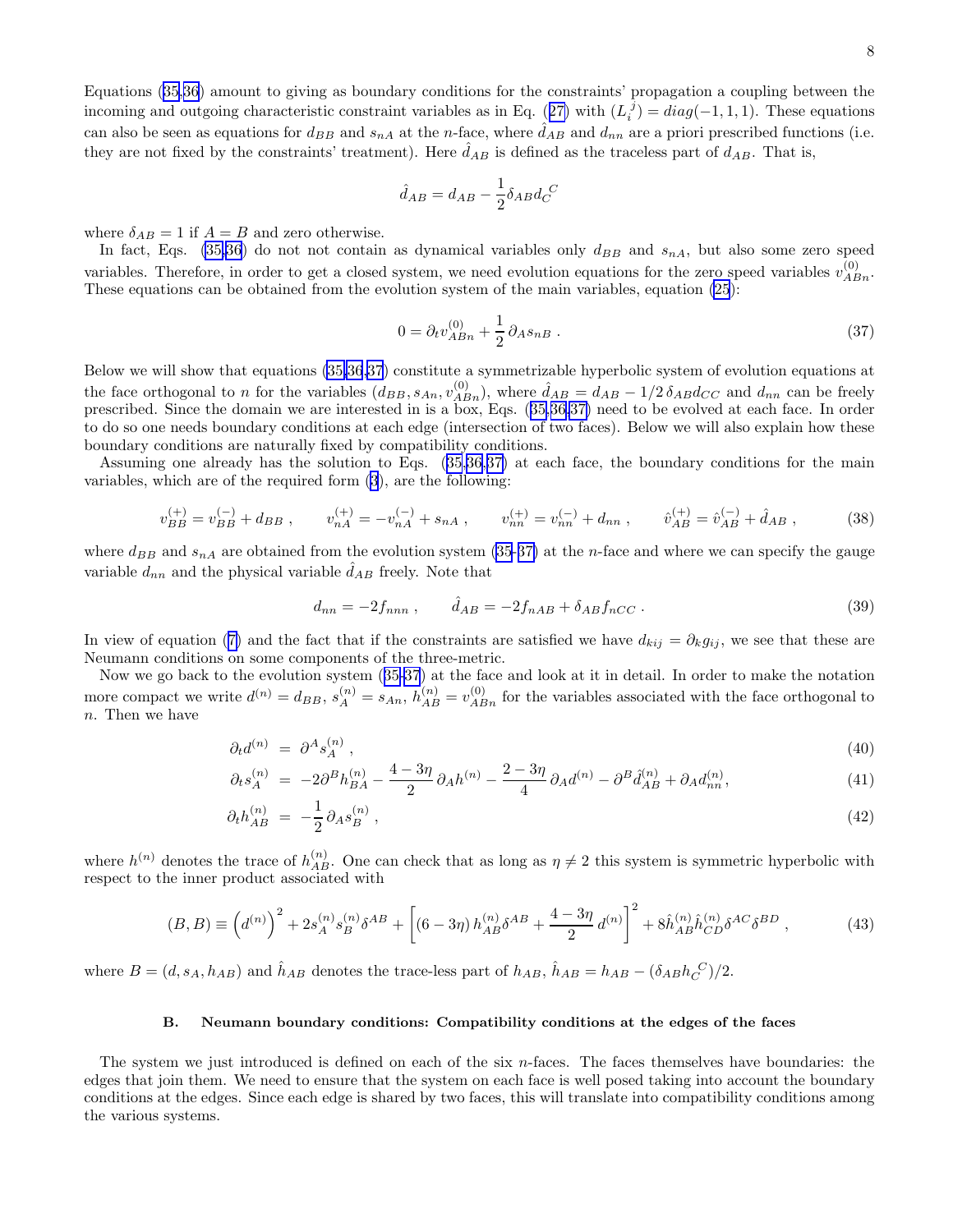Equations (35,36) amount to giving as boundary conditions for the constraints' propagation a coupling between the incoming and outgoing characteristic constraint variables as in Eq. (27) with $(L_i^{\ j}) = diag(-1, 1, 1)$. These equations can also be seen as equations for $d_{BB}$ and $s_{nA}$ at the $n$-face, where $\hat{d}_{AB}$ and $d_{nn}$ are a priori prescribed functions (i.e. they are not fixed by the constraints' treatment). Here $\hat{d}_{AB}$ is defined as the traceless part of $d_{AB}$. That is,

$$\hat{d}_{AB} = d_{AB} - \frac{1}{2}\delta_{AB} d_C^{\ C}$$

where $\delta_{AB} = 1$ if $A = B$ and zero otherwise.

In fact, Eqs. (35,36) do not not contain as dynamical variables only $d_{BB}$ and $s_{nA}$, but also some zero speed variables. Therefore, in order to get a closed system, we need evolution equations for the zero speed variables $v^{(0)}_{ABn}$. These equations can be obtained from the evolution system of the main variables, equation (25):

$$0 = \partial_t v^{(0)}_{ABn} + \frac{1}{2}\,\partial_A s_{nB} \; . \tag{37}$$

Below we will show that equations (35,36,37) constitute a symmetrizable hyperbolic system of evolution equations at the face orthogonal to $n$ for the variables $(d_{BB}, s_{An}, v^{(0)}_{ABn})$, where $\hat{d}_{AB} = d_{AB} - 1/2\,\delta_{AB} d_{CC}$ and $d_{nn}$ can be freely prescribed. Since the domain we are interested in is a box, Eqs. (35,36,37) need to be evolved at each face. In order to do so one needs boundary conditions at each edge (intersection of two faces). Below we will also explain how these boundary conditions are naturally fixed by compatibility conditions.

Assuming one already has the solution to Eqs. (35,36,37) at each face, the boundary conditions for the main variables, which are of the required form (3), are the following:

$$v^{(+)}_{BB} = v^{(-)}_{BB} + d_{BB} \; , \qquad v^{(+)}_{nA} = -v^{(-)}_{nA} + s_{nA} \; , \qquad v^{(+)}_{nn} = v^{(-)}_{nn} + d_{nn} \; , \qquad \hat{v}^{(+)}_{AB} = \hat{v}^{(-)}_{AB} + \hat{d}_{AB} \; , \tag{38}$$

where $d_{BB}$ and $s_{nA}$ are obtained from the evolution system (35-37) at the $n$-face and where we can specify the gauge variable $d_{nn}$ and the physical variable $\hat{d}_{AB}$ freely. Note that

$$d_{nn} = -2 f_{nnn} \; , \qquad \hat{d}_{AB} = -2 f_{nAB} + \delta_{AB} f_{nCC} \; . \tag{39}$$

In view of equation (7) and the fact that if the constraints are satisfied we have $d_{kij} = \partial_k g_{ij}$, we see that these are Neumann conditions on some components of the three-metric.

Now we go back to the evolution system (35-37) at the face and look at it in detail. In order to make the notation more compact we write $d^{(n)} = d_{BB}$, $s^{(n)}_A = s_{An}$, $h^{(n)}_{AB} = v^{(0)}_{ABn}$ for the variables associated with the face orthogonal to $n$. Then we have

$$\partial_t d^{(n)} \;=\; \partial^A s^{(n)}_A \; , \tag{40}$$

$$\partial_t s^{(n)}_A \;=\; -2\partial^B h^{(n)}_{BA} - \frac{4-3\eta}{2}\,\partial_A h^{(n)} - \frac{2-3\eta}{4}\,\partial_A d^{(n)} - \partial^B \hat{d}^{(n)}_{AB} + \partial_A d^{(n)}_{nn}, \tag{41}$$

$$\partial_t h^{(n)}_{AB} \;=\; -\frac{1}{2}\,\partial_A s^{(n)}_B \; , \tag{42}$$

where $h^{(n)}$ denotes the trace of $h^{(n)}_{AB}$. One can check that as long as $\eta \neq 2$ this system is symmetric hyperbolic with respect to the inner product associated with

$$(B, B) \equiv \left(d^{(n)}\right)^2 + 2 s^{(n)}_A s^{(n)}_B \delta^{AB} + \left[(6-3\eta)\, h^{(n)}_{AB}\delta^{AB} + \frac{4-3\eta}{2}\, d^{(n)}\right]^2 + 8 \hat{h}^{(n)}_{AB}\hat{h}^{(n)}_{CD}\delta^{AC}\delta^{BD} \; , \tag{43}$$

where $B = (d, s_A, h_{AB})$ and $\hat{h}_{AB}$ denotes the trace-less part of $h_{AB}$, $\hat{h}_{AB} = h_{AB} - (\delta_{AB} h_C^{\ C})/2$.

### B. Neumann boundary conditions: Compatibility conditions at the edges of the faces

The system we just introduced is defined on each of the six $n$-faces. The faces themselves have boundaries: the edges that join them. We need to ensure that the system on each face is well posed taking into account the boundary conditions at the edges. Since each edge is shared by two faces, this will translate into compatibility conditions among the various systems.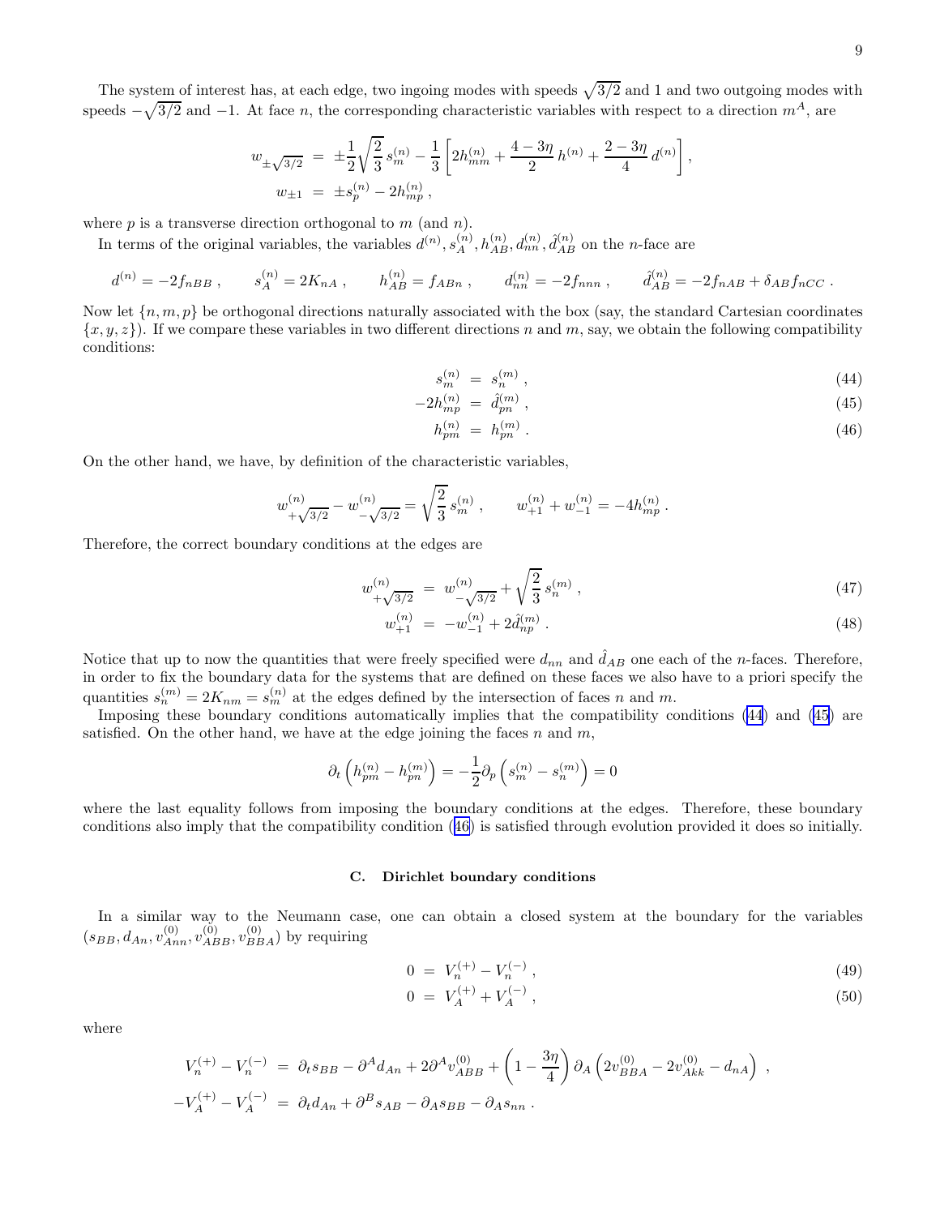The system of interest has, at each edge, two ingoing modes with speeds $\sqrt{3/2}$ and 1 and two outgoing modes with speeds $-\sqrt{3/2}$ and $-1$. At face $n$, the corresponding characteristic variables with respect to a direction $m^A$, are

$$
\begin{aligned}
w_{\pm\sqrt{3/2}} &= \pm\frac{1}{2}\sqrt{\frac{2}{3}}\, s^{(n)}_m - \frac{1}{3}\left[2h^{(n)}_{mm} + \frac{4-3\eta}{2}\, h^{(n)} + \frac{2-3\eta}{4}\, d^{(n)}\right], \\
w_{\pm 1} &= \pm s^{(n)}_p - 2h^{(n)}_{mp} ,
\end{aligned}
$$

where $p$ is a transverse direction orthogonal to $m$ (and $n$).

In terms of the original variables, the variables $d^{(n)}, s^{(n)}_A, h^{(n)}_{AB}, d^{(n)}_{nn}, \hat{d}^{(n)}_{AB}$ on the $n$-face are

$$
d^{(n)} = -2f_{nBB} , \qquad s^{(n)}_A = 2K_{nA} , \qquad h^{(n)}_{AB} = f_{ABn} , \qquad d^{(n)}_{nn} = -2f_{nnn} , \qquad \hat{d}^{(n)}_{AB} = -2f_{nAB} + \delta_{AB} f_{nCC} .
$$

Now let $\{n, m, p\}$ be orthogonal directions naturally associated with the box (say, the standard Cartesian coordinates $\{x, y, z\}$). If we compare these variables in two different directions $n$ and $m$, say, we obtain the following compatibility conditions:

$$
s^{(n)}_m = s^{(m)}_n , \tag{44}
$$

$$
-2h^{(n)}_{mp} = \hat{d}^{(m)}_{pn} , \tag{45}
$$

$$
h^{(n)}_{pm} = h^{(m)}_{pn} . \tag{46}
$$

On the other hand, we have, by definition of the characteristic variables,

$$
w^{(n)}_{+\sqrt{3/2}} - w^{(n)}_{-\sqrt{3/2}} = \sqrt{\frac{2}{3}}\, s^{(n)}_m , \qquad w^{(n)}_{+1} + w^{(n)}_{-1} = -4h^{(n)}_{mp} .
$$

Therefore, the correct boundary conditions at the edges are

$$
w^{(n)}_{+\sqrt{3/2}} = w^{(n)}_{-\sqrt{3/2}} + \sqrt{\frac{2}{3}}\, s^{(m)}_n , \tag{47}
$$

$$
w^{(n)}_{+1} = -w^{(n)}_{-1} + 2\hat{d}^{(m)}_{np} . \tag{48}
$$

Notice that up to now the quantities that were freely specified were $d_{nn}$ and $\hat{d}_{AB}$ one each of the $n$-faces. Therefore, in order to fix the boundary data for the systems that are defined on these faces we also have to a priori specify the quantities $s^{(m)}_n = 2K_{nm} = s^{(n)}_m$ at the edges defined by the intersection of faces $n$ and $m$.

Imposing these boundary conditions automatically implies that the compatibility conditions (44) and (45) are satisfied. On the other hand, we have at the edge joining the faces $n$ and $m$,

$$
\partial_t \left(h^{(n)}_{pm} - h^{(m)}_{pn}\right) = -\frac{1}{2}\partial_p \left(s^{(n)}_m - s^{(m)}_n\right) = 0
$$

where the last equality follows from imposing the boundary conditions at the edges. Therefore, these boundary conditions also imply that the compatibility condition (46) is satisfied through evolution provided it does so initially.

### C. Dirichlet boundary conditions

In a similar way to the Neumann case, one can obtain a closed system at the boundary for the variables $(s_{BB}, d_{An}, v^{(0)}_{Ann}, v^{(0)}_{ABB}, v^{(0)}_{BBA})$ by requiring

$$
0 = V^{(+)}_n - V^{(-)}_n , \tag{49}
$$

$$
0 = V^{(+)}_A + V^{(-)}_A , \tag{50}
$$

where

$$
\begin{aligned}
V^{(+)}_n - V^{(-)}_n &= \partial_t s_{BB} - \partial^A d_{An} + 2\partial^A v^{(0)}_{ABB} + \left(1 - \frac{3\eta}{4}\right) \partial_A \left(2v^{(0)}_{BBA} - 2v^{(0)}_{Akk} - d_{nA}\right) , \\
-V^{(+)}_A - V^{(-)}_A &= \partial_t d_{An} + \partial^B s_{AB} - \partial_A s_{BB} - \partial_A s_{nn} .
\end{aligned}
$$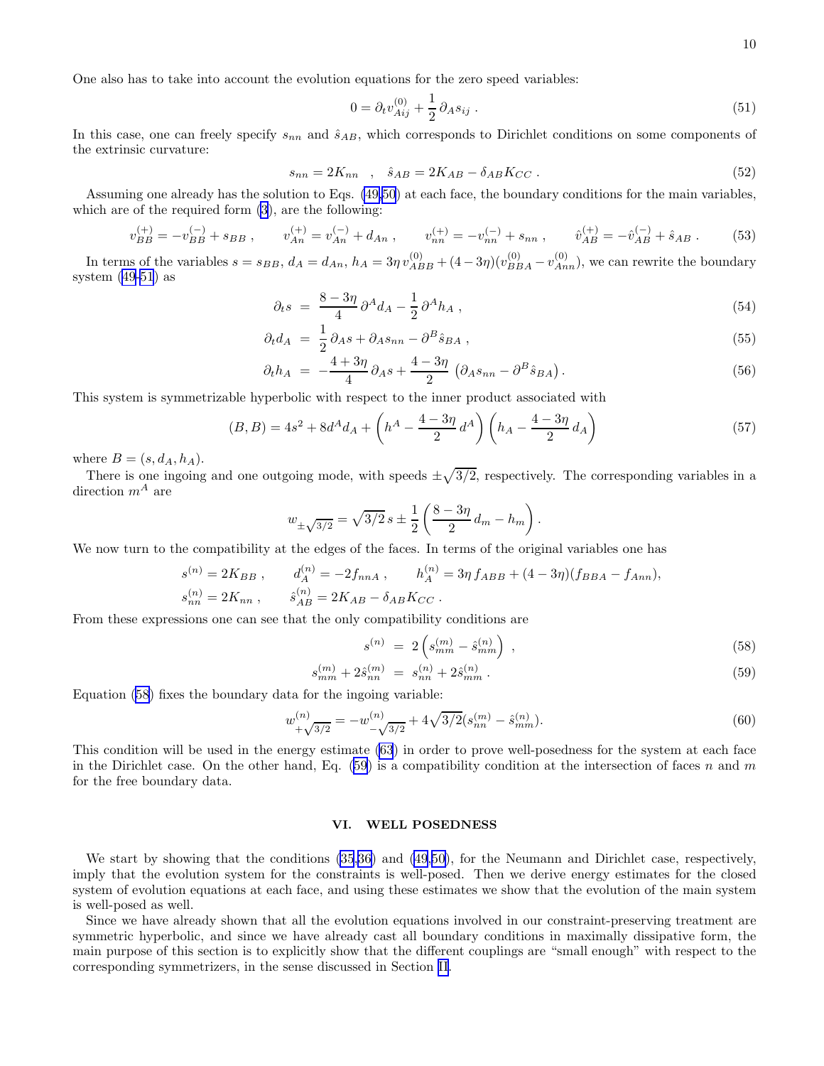One also has to take into account the evolution equations for the zero speed variables:

$$0 = \partial_t v^{(0)}_{Aij} + \frac{1}{2}\,\partial_A s_{ij}\;. \tag{51}$$

In this case, one can freely specify $s_{nn}$ and $\hat{s}_{AB}$, which corresponds to Dirichlet conditions on some components of the extrinsic curvature:

$$s_{nn} = 2K_{nn} \quad , \quad \hat{s}_{AB} = 2K_{AB} - \delta_{AB}K_{CC}\;. \tag{52}$$

Assuming one already has the solution to Eqs. (49,50) at each face, the boundary conditions for the main variables, which are of the required form (3), are the following:

$$v^{(+)}_{BB} = -v^{(-)}_{BB} + s_{BB}\;, \qquad v^{(+)}_{An} = v^{(-)}_{An} + d_{An}\;, \qquad v^{(+)}_{nn} = -v^{(-)}_{nn} + s_{nn}\;, \qquad \hat{v}^{(+)}_{AB} = -\hat{v}^{(-)}_{AB} + \hat{s}_{AB}\;. \tag{53}$$

In terms of the variables $s = s_{BB}$, $d_A = d_{An}$, $h_A = 3\eta\, v^{(0)}_{ABB} + (4-3\eta)(v^{(0)}_{BBA} - v^{(0)}_{Ann})$, we can rewrite the boundary system (49-51) as

$$\partial_t s \;=\; \frac{8-3\eta}{4}\,\partial^A d_A - \frac{1}{2}\,\partial^A h_A\;, \tag{54}$$

$$\partial_t d_A \;=\; \frac{1}{2}\,\partial_A s + \partial_A s_{nn} - \partial^B \hat{s}_{BA}\;, \tag{55}$$

$$\partial_t h_A \;=\; -\frac{4+3\eta}{4}\,\partial_A s + \frac{4-3\eta}{2}\,\left(\partial_A s_{nn} - \partial^B \hat{s}_{BA}\right). \tag{56}$$

This system is symmetrizable hyperbolic with respect to the inner product associated with

$$(B,B) = 4s^2 + 8d^A d_A + \left(h^A - \frac{4-3\eta}{2}\,d^A\right)\left(h_A - \frac{4-3\eta}{2}\,d_A\right) \tag{57}$$

where $B = (s, d_A, h_A)$.

There is one ingoing and one outgoing mode, with speeds $\pm\sqrt{3/2}$, respectively. The corresponding variables in a direction $m^A$ are

$$w_{\pm\sqrt{3/2}} = \sqrt{3/2}\,s \pm \frac{1}{2}\left(\frac{8-3\eta}{2}\,d_m - h_m\right).$$

We now turn to the compatibility at the edges of the faces. In terms of the original variables one has

$$s^{(n)} = 2K_{BB}\;, \qquad d^{(n)}_A = -2f_{nnA}\;, \qquad h^{(n)}_A = 3\eta\, f_{ABB} + (4-3\eta)(f_{BBA} - f_{Ann}),$$
$$s^{(n)}_{nn} = 2K_{nn}\;, \qquad \hat{s}^{(n)}_{AB} = 2K_{AB} - \delta_{AB}K_{CC}\;.$$

From these expressions one can see that the only compatibility conditions are

$$s^{(n)} \;=\; 2\left(s^{(m)}_{mm} - \hat{s}^{(n)}_{mm}\right)\;, \tag{58}$$

$$s^{(m)}_{mm} + 2\hat{s}^{(m)}_{nn} \;=\; s^{(n)}_{nn} + 2\hat{s}^{(n)}_{mm}\;. \tag{59}$$

Equation (58) fixes the boundary data for the ingoing variable:

$$w^{(n)}_{+\sqrt{3/2}} = -w^{(n)}_{-\sqrt{3/2}} + 4\sqrt{3/2}(s^{(m)}_{nn} - \hat{s}^{(n)}_{mm}). \tag{60}$$

This condition will be used in the energy estimate (63) in order to prove well-posedness for the system at each face in the Dirichlet case. On the other hand, Eq. (59) is a compatibility condition at the intersection of faces $n$ and $m$ for the free boundary data.

## VI. WELL POSEDNESS

We start by showing that the conditions (35,36) and (49,50), for the Neumann and Dirichlet case, respectively, imply that the evolution system for the constraints is well-posed. Then we derive energy estimates for the closed system of evolution equations at each face, and using these estimates we show that the evolution of the main system is well-posed as well.

Since we have already shown that all the evolution equations involved in our constraint-preserving treatment are symmetric hyperbolic, and since we have already cast all boundary conditions in maximally dissipative form, the main purpose of this section is to explicitly show that the different couplings are "small enough" with respect to the corresponding symmetrizers, in the sense discussed in Section II.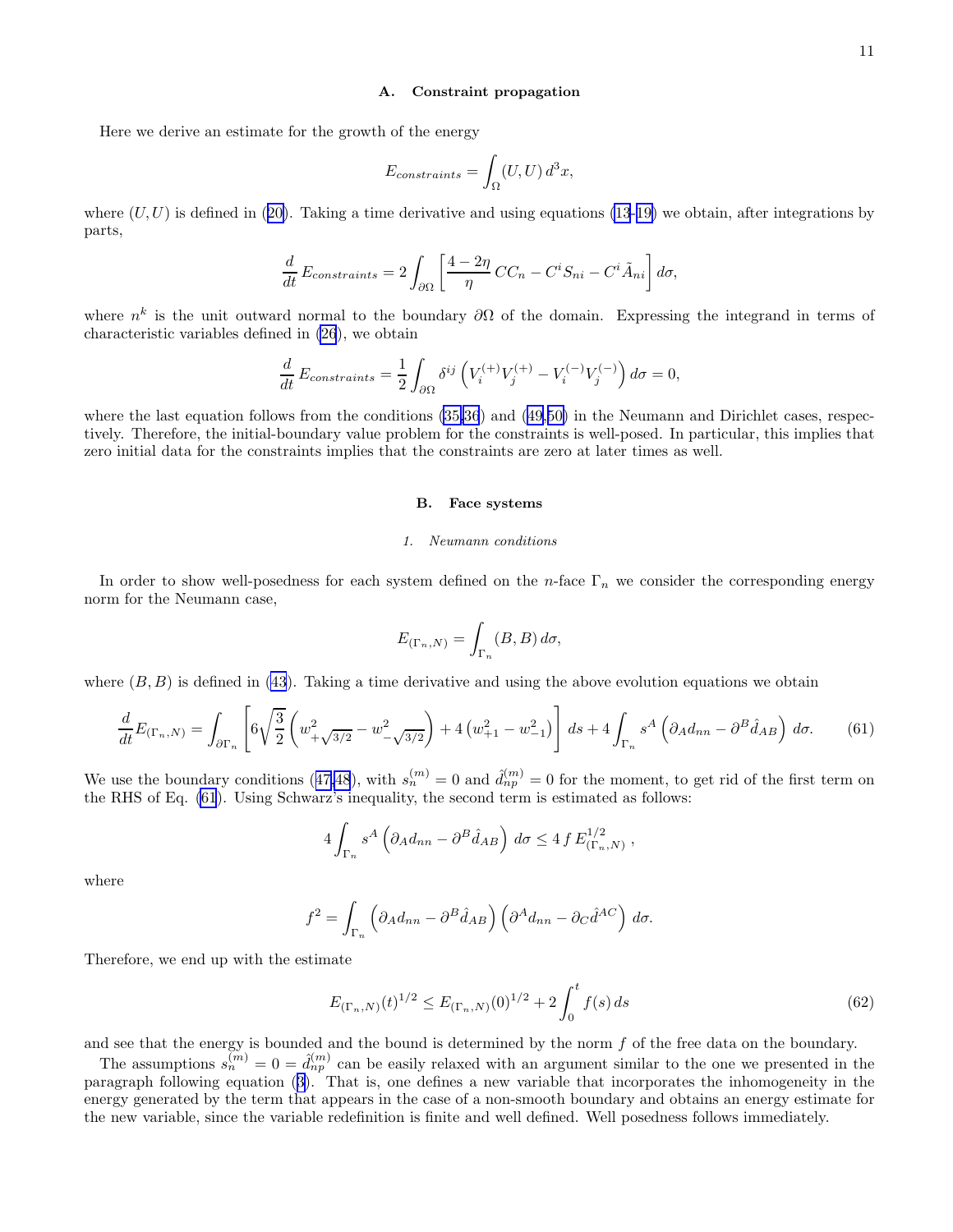### A. Constraint propagation

Here we derive an estimate for the growth of the energy

$$E_{constraints} = \int_\Omega (U,U)\, d^3x,$$

where $(U,U)$ is defined in (20). Taking a time derivative and using equations (13-19) we obtain, after integrations by parts,

$$\frac{d}{dt}\, E_{constraints} = 2\int_{\partial\Omega} \left[ \frac{4-2\eta}{\eta}\, CC_n - C^i S_{ni} - C^i \tilde{A}_{ni} \right] d\sigma,$$

where $n^k$ is the unit outward normal to the boundary $\partial\Omega$ of the domain. Expressing the integrand in terms of characteristic variables defined in (26), we obtain

$$\frac{d}{dt}\, E_{constraints} = \frac{1}{2}\int_{\partial\Omega} \delta^{ij} \left( V_i^{(+)} V_j^{(+)} - V_i^{(-)} V_j^{(-)} \right) d\sigma = 0,$$

where the last equation follows from the conditions (35,36) and (49,50) in the Neumann and Dirichlet cases, respectively. Therefore, the initial-boundary value problem for the constraints is well-posed. In particular, this implies that zero initial data for the constraints implies that the constraints are zero at later times as well.

### B. Face systems

#### 1. Neumann conditions

In order to show well-posedness for each system defined on the $n$-face $\Gamma_n$ we consider the corresponding energy norm for the Neumann case,

$$E_{(\Gamma_n,N)} = \int_{\Gamma_n} (B,B)\, d\sigma,$$

where $(B,B)$ is defined in (43). Taking a time derivative and using the above evolution equations we obtain

$$\frac{d}{dt}E_{(\Gamma_n,N)} = \int_{\partial\Gamma_n} \left[ 6\sqrt{\frac{3}{2}} \left( w^2_{+\sqrt{3/2}} - w^2_{-\sqrt{3/2}} \right) + 4\left( w^2_{+1} - w^2_{-1} \right) \right] ds + 4\int_{\Gamma_n} s^A \left( \partial_A d_{nn} - \partial^B \hat{d}_{AB} \right) d\sigma. \qquad (61)$$

We use the boundary conditions (47,48), with $s_n^{(m)} = 0$ and $\hat{d}_{np}^{(m)} = 0$ for the moment, to get rid of the first term on the RHS of Eq. (61). Using Schwarz's inequality, the second term is estimated as follows:

$$4\int_{\Gamma_n} s^A \left( \partial_A d_{nn} - \partial^B \hat{d}_{AB} \right) d\sigma \le 4\, f\, E^{1/2}_{(\Gamma_n,N)}\,,$$

where

$$f^2 = \int_{\Gamma_n} \left( \partial_A d_{nn} - \partial^B \hat{d}_{AB} \right) \left( \partial^A d_{nn} - \partial_C \hat{d}^{AC} \right) d\sigma.$$

Therefore, we end up with the estimate

$$E_{(\Gamma_n,N)}(t)^{1/2} \le E_{(\Gamma_n,N)}(0)^{1/2} + 2\int_0^t f(s)\, ds \qquad (62)$$

and see that the energy is bounded and the bound is determined by the norm $f$ of the free data on the boundary.

The assumptions $s_n^{(m)} = 0 = \hat{d}_{np}^{(m)}$ can be easily relaxed with an argument similar to the one we presented in the paragraph following equation (3). That is, one defines a new variable that incorporates the inhomogeneity in the energy generated by the term that appears in the case of a non-smooth boundary and obtains an energy estimate for the new variable, since the variable redefinition is finite and well defined. Well posedness follows immediately.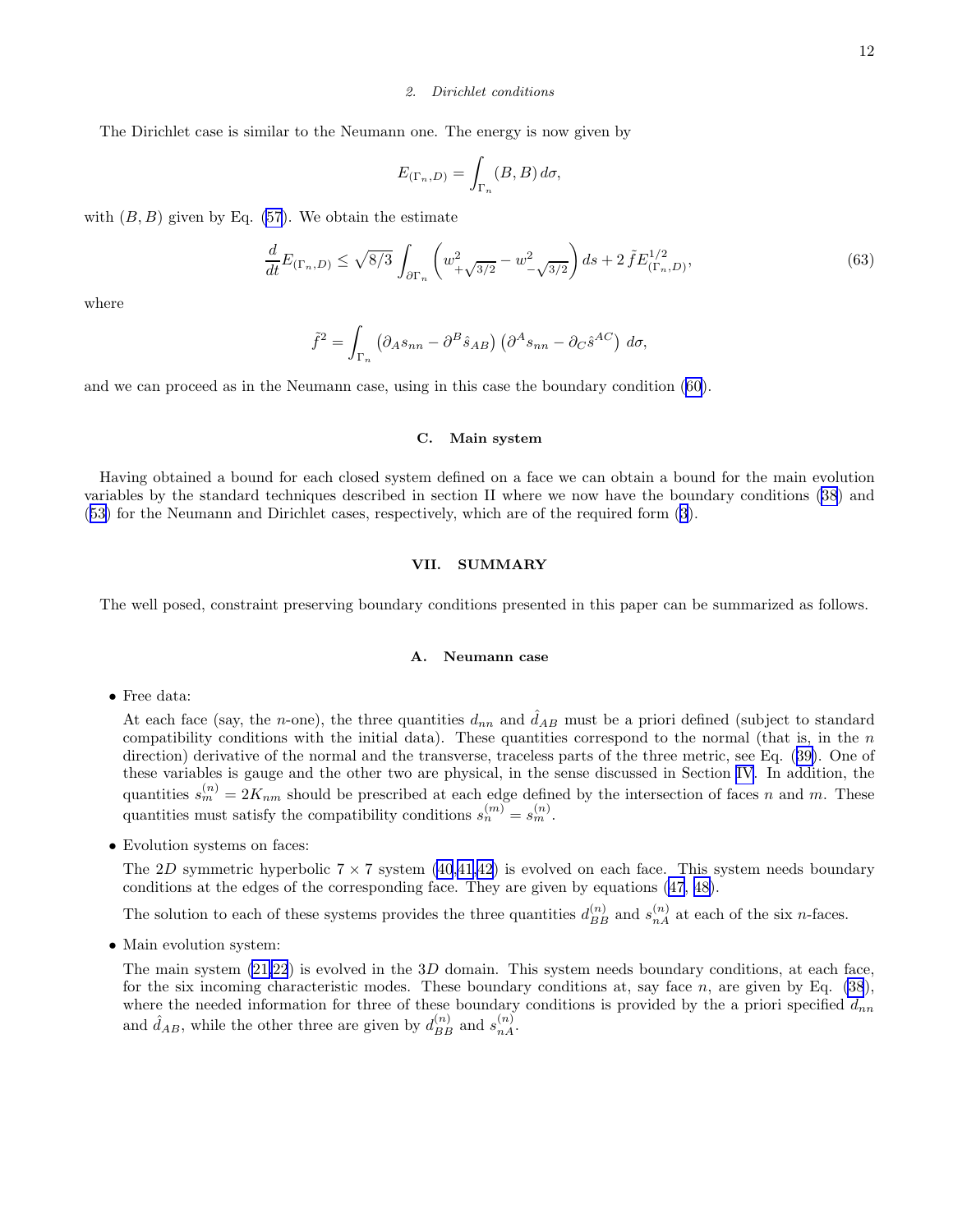#### 2. Dirichlet conditions

The Dirichlet case is similar to the Neumann one. The energy is now given by

$$E_{(\Gamma_n,D)} = \int_{\Gamma_n} (B,B)\, d\sigma,$$

with $(B,B)$ given by Eq. (57). We obtain the estimate

$$\frac{d}{dt} E_{(\Gamma_n,D)} \leq \sqrt{8/3} \int_{\partial\Gamma_n} \left( w^2_{+\sqrt{3/2}} - w^2_{-\sqrt{3/2}} \right) ds + 2\, \tilde{f} E^{1/2}_{(\Gamma_n,D)}, \tag{63}$$

where

$$\tilde{f}^2 = \int_{\Gamma_n} \left( \partial_A s_{nn} - \partial^B \hat{s}_{AB} \right) \left( \partial^A s_{nn} - \partial_C \hat{s}^{AC} \right) \, d\sigma,$$

and we can proceed as in the Neumann case, using in this case the boundary condition (60).

### C. Main system

Having obtained a bound for each closed system defined on a face we can obtain a bound for the main evolution variables by the standard techniques described in section II where we now have the boundary conditions (38) and (53) for the Neumann and Dirichlet cases, respectively, which are of the required form (3).

## VII. SUMMARY

The well posed, constraint preserving boundary conditions presented in this paper can be summarized as follows.

### A. Neumann case

- Free data:

  At each face (say, the $n$-one), the three quantities $d_{nn}$ and $\hat{d}_{AB}$ must be a priori defined (subject to standard compatibility conditions with the initial data). These quantities correspond to the normal (that is, in the $n$ direction) derivative of the normal and the transverse, traceless parts of the three metric, see Eq. (39). One of these variables is gauge and the other two are physical, in the sense discussed in Section IV. In addition, the quantities $s^{(n)}_m = 2K_{nm}$ should be prescribed at each edge defined by the intersection of faces $n$ and $m$. These quantities must satisfy the compatibility conditions $s^{(m)}_n = s^{(n)}_m$.

- Evolution systems on faces:

  The $2D$ symmetric hyperbolic $7\times 7$ system (40,41,42) is evolved on each face. This system needs boundary conditions at the edges of the corresponding face. They are given by equations (47, 48).

  The solution to each of these systems provides the three quantities $d^{(n)}_{BB}$ and $s^{(n)}_{nA}$ at each of the six $n$-faces.

- Main evolution system:

  The main system (21,22) is evolved in the $3D$ domain. This system needs boundary conditions, at each face, for the six incoming characteristic modes. These boundary conditions at, say face $n$, are given by Eq. (38), where the needed information for three of these boundary conditions is provided by the a priori specified $d_{nn}$ and $\hat{d}_{AB}$, while the other three are given by $d^{(n)}_{BB}$ and $s^{(n)}_{nA}$.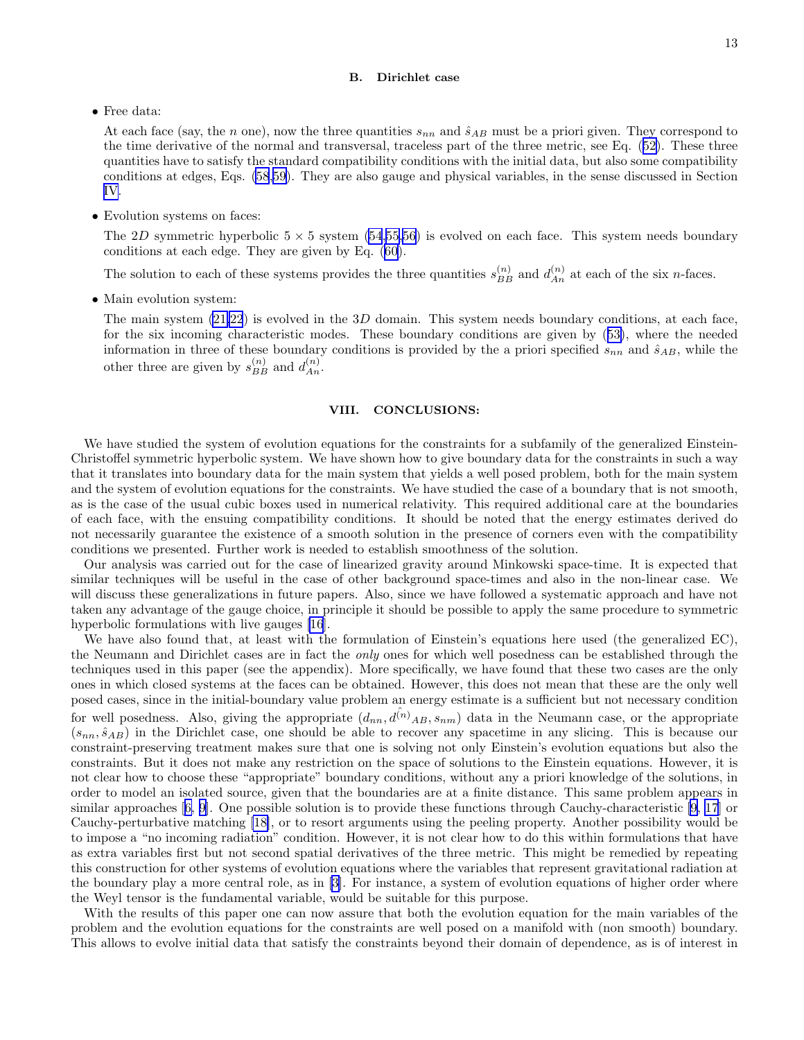### B. Dirichlet case

- Free data:

  At each face (say, the $n$ one), now the three quantities $s_{nn}$ and $\hat{s}_{AB}$ must be a priori given. They correspond to the time derivative of the normal and transversal, traceless part of the three metric, see Eq. (52). These three quantities have to satisfy the standard compatibility conditions with the initial data, but also some compatibility conditions at edges, Eqs. (58,59). They are also gauge and physical variables, in the sense discussed in Section IV.

- Evolution systems on faces:

  The $2D$ symmetric hyperbolic $5 \times 5$ system (54,55,56) is evolved on each face. This system needs boundary conditions at each edge. They are given by Eq. (60).

  The solution to each of these systems provides the three quantities $s^{(n)}_{BB}$ and $d^{(n)}_{An}$ at each of the six $n$-faces.

- Main evolution system:

  The main system (21,22) is evolved in the $3D$ domain. This system needs boundary conditions, at each face, for the six incoming characteristic modes. These boundary conditions are given by (53), where the needed information in three of these boundary conditions is provided by the a priori specified $s_{nn}$ and $\hat{s}_{AB}$, while the other three are given by $s^{(n)}_{BB}$ and $d^{(n)}_{An}$.

## VIII. CONCLUSIONS:

We have studied the system of evolution equations for the constraints for a subfamily of the generalized Einstein-Christoffel symmetric hyperbolic system. We have shown how to give boundary data for the constraints in such a way that it translates into boundary data for the main system that yields a well posed problem, both for the main system and the system of evolution equations for the constraints. We have studied the case of a boundary that is not smooth, as is the case of the usual cubic boxes used in numerical relativity. This required additional care at the boundaries of each face, with the ensuing compatibility conditions. It should be noted that the energy estimates derived do not necessarily guarantee the existence of a smooth solution in the presence of corners even with the compatibility conditions we presented. Further work is needed to establish smoothness of the solution.

Our analysis was carried out for the case of linearized gravity around Minkowski space-time. It is expected that similar techniques will be useful in the case of other background space-times and also in the non-linear case. We will discuss these generalizations in future papers. Also, since we have followed a systematic approach and have not taken any advantage of the gauge choice, in principle it should be possible to apply the same procedure to symmetric hyperbolic formulations with live gauges [16].

We have also found that, at least with the formulation of Einstein's equations here used (the generalized EC), the Neumann and Dirichlet cases are in fact the *only* ones for which well posedness can be established through the techniques used in this paper (see the appendix). More specifically, we have found that these two cases are the only ones in which closed systems at the faces can be obtained. However, this does not mean that these are the only well posed cases, since in the initial-boundary value problem an energy estimate is a sufficient but not necessary condition for well posedness. Also, giving the appropriate $(d_{nn}, d^{(\hat{n})}{}_{AB}, s_{nm})$ data in the Neumann case, or the appropriate $(s_{nn}, \hat{s}_{AB})$ in the Dirichlet case, one should be able to recover any spacetime in any slicing. This is because our constraint-preserving treatment makes sure that one is solving not only Einstein's evolution equations but also the constraints. But it does not make any restriction on the space of solutions to the Einstein equations. However, it is not clear how to choose these "appropriate" boundary conditions, without any a priori knowledge of the solutions, in order to model an isolated source, given that the boundaries are at a finite distance. This same problem appears in similar approaches [6, 9]. One possible solution is to provide these functions through Cauchy-characteristic [9, 17] or Cauchy-perturbative matching [18], or to resort arguments using the peeling property. Another possibility would be to impose a "no incoming radiation" condition. However, it is not clear how to do this within formulations that have as extra variables first but not second spatial derivatives of the three metric. This might be remedied by repeating this construction for other systems of evolution equations where the variables that represent gravitational radiation at the boundary play a more central role, as in [3]. For instance, a system of evolution equations of higher order where the Weyl tensor is the fundamental variable, would be suitable for this purpose.

With the results of this paper one can now assure that both the evolution equation for the main variables of the problem and the evolution equations for the constraints are well posed on a manifold with (non smooth) boundary. This allows to evolve initial data that satisfy the constraints beyond their domain of dependence, as is of interest in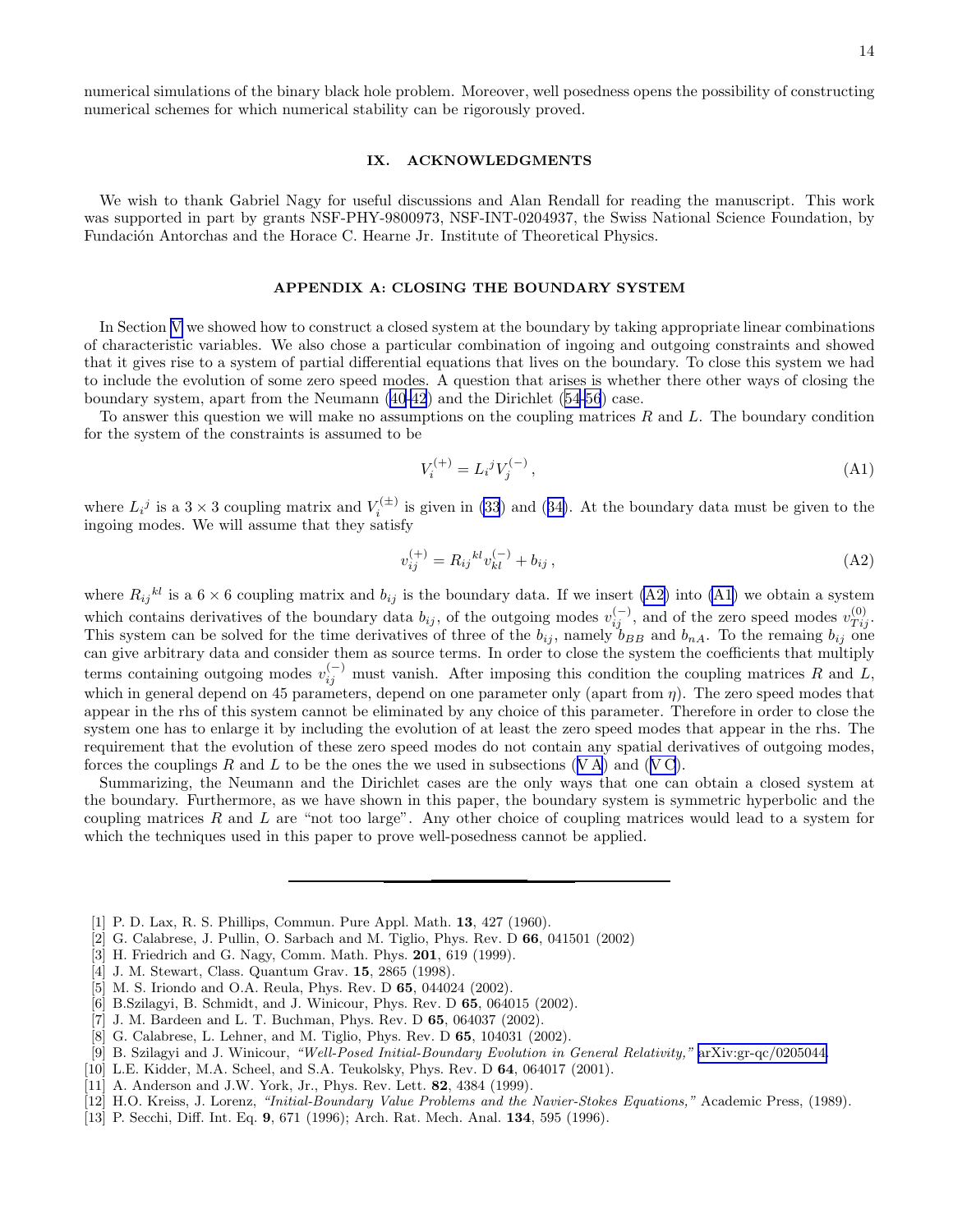numerical simulations of the binary black hole problem. Moreover, well posedness opens the possibility of constructing numerical schemes for which numerical stability can be rigorously proved.

## IX. ACKNOWLEDGMENTS

We wish to thank Gabriel Nagy for useful discussions and Alan Rendall for reading the manuscript. This work was supported in part by grants NSF-PHY-9800973, NSF-INT-0204937, the Swiss National Science Foundation, by Fundación Antorchas and the Horace C. Hearne Jr. Institute of Theoretical Physics.

## APPENDIX A: CLOSING THE BOUNDARY SYSTEM

In Section V we showed how to construct a closed system at the boundary by taking appropriate linear combinations of characteristic variables. We also chose a particular combination of ingoing and outgoing constraints and showed that it gives rise to a system of partial differential equations that lives on the boundary. To close this system we had to include the evolution of some zero speed modes. A question that arises is whether there other ways of closing the boundary system, apart from the Neumann (40-42) and the Dirichlet (54-56) case.

To answer this question we will make no assumptions on the coupling matrices $R$ and $L$. The boundary condition for the system of the constraints is assumed to be

$$V_i^{(+)} = L_i{}^j V_j^{(-)}\,, \tag{A1}$$

where $L_i{}^j$ is a $3\times 3$ coupling matrix and $V_i^{(\pm)}$ is given in (33) and (34). At the boundary data must be given to the ingoing modes. We will assume that they satisfy

$$v_{ij}^{(+)} = R_{ij}{}^{kl} v_{kl}^{(-)} + b_{ij}\,, \tag{A2}$$

where $R_{ij}{}^{kl}$ is a $6\times 6$ coupling matrix and $b_{ij}$ is the boundary data. If we insert (A2) into (A1) we obtain a system which contains derivatives of the boundary data $b_{ij}$, of the outgoing modes $v_{ij}^{(-)}$, and of the zero speed modes $v_{Tij}^{(0)}$. This system can be solved for the time derivatives of three of the $b_{ij}$, namely $b_{BB}$ and $b_{nA}$. To the remaing $b_{ij}$ one can give arbitrary data and consider them as source terms. In order to close the system the coefficients that multiply terms containing outgoing modes $v_{ij}^{(-)}$ must vanish. After imposing this condition the coupling matrices $R$ and $L$, which in general depend on 45 parameters, depend on one parameter only (apart from $\eta$). The zero speed modes that appear in the rhs of this system cannot be eliminated by any choice of this parameter. Therefore in order to close the system one has to enlarge it by including the evolution of at least the zero speed modes that appear in the rhs. The requirement that the evolution of these zero speed modes do not contain any spatial derivatives of outgoing modes, forces the couplings $R$ and $L$ to be the ones the we used in subsections (V A) and (V C).

Summarizing, the Neumann and the Dirichlet cases are the only ways that one can obtain a closed system at the boundary. Furthermore, as we have shown in this paper, the boundary system is symmetric hyperbolic and the coupling matrices $R$ and $L$ are "not too large". Any other choice of coupling matrices would lead to a system for which the techniques used in this paper to prove well-posedness cannot be applied.

---

[1] P. D. Lax, R. S. Phillips, Commun. Pure Appl. Math. **13**, 427 (1960).
[2] G. Calabrese, J. Pullin, O. Sarbach and M. Tiglio, Phys. Rev. D **66**, 041501 (2002)
[3] H. Friedrich and G. Nagy, Comm. Math. Phys. **201**, 619 (1999).
[4] J. M. Stewart, Class. Quantum Grav. **15**, 2865 (1998).
[5] M. S. Iriondo and O.A. Reula, Phys. Rev. D **65**, 044024 (2002).
[6] B.Szilagyi, B. Schmidt, and J. Winicour, Phys. Rev. D **65**, 064015 (2002).
[7] J. M. Bardeen and L. T. Buchman, Phys. Rev. D **65**, 064037 (2002).
[8] G. Calabrese, L. Lehner, and M. Tiglio, Phys. Rev. D **65**, 104031 (2002).
[9] B. Szilagyi and J. Winicour, *"Well-Posed Initial-Boundary Evolution in General Relativity,"* arXiv:gr-qc/0205044.
[10] L.E. Kidder, M.A. Scheel, and S.A. Teukolsky, Phys. Rev. D **64**, 064017 (2001).
[11] A. Anderson and J.W. York, Jr., Phys. Rev. Lett. **82**, 4384 (1999).
[12] H.O. Kreiss, J. Lorenz, *"Initial-Boundary Value Problems and the Navier-Stokes Equations,"* Academic Press, (1989).
[13] P. Secchi, Diff. Int. Eq. **9**, 671 (1996); Arch. Rat. Mech. Anal. **134**, 595 (1996).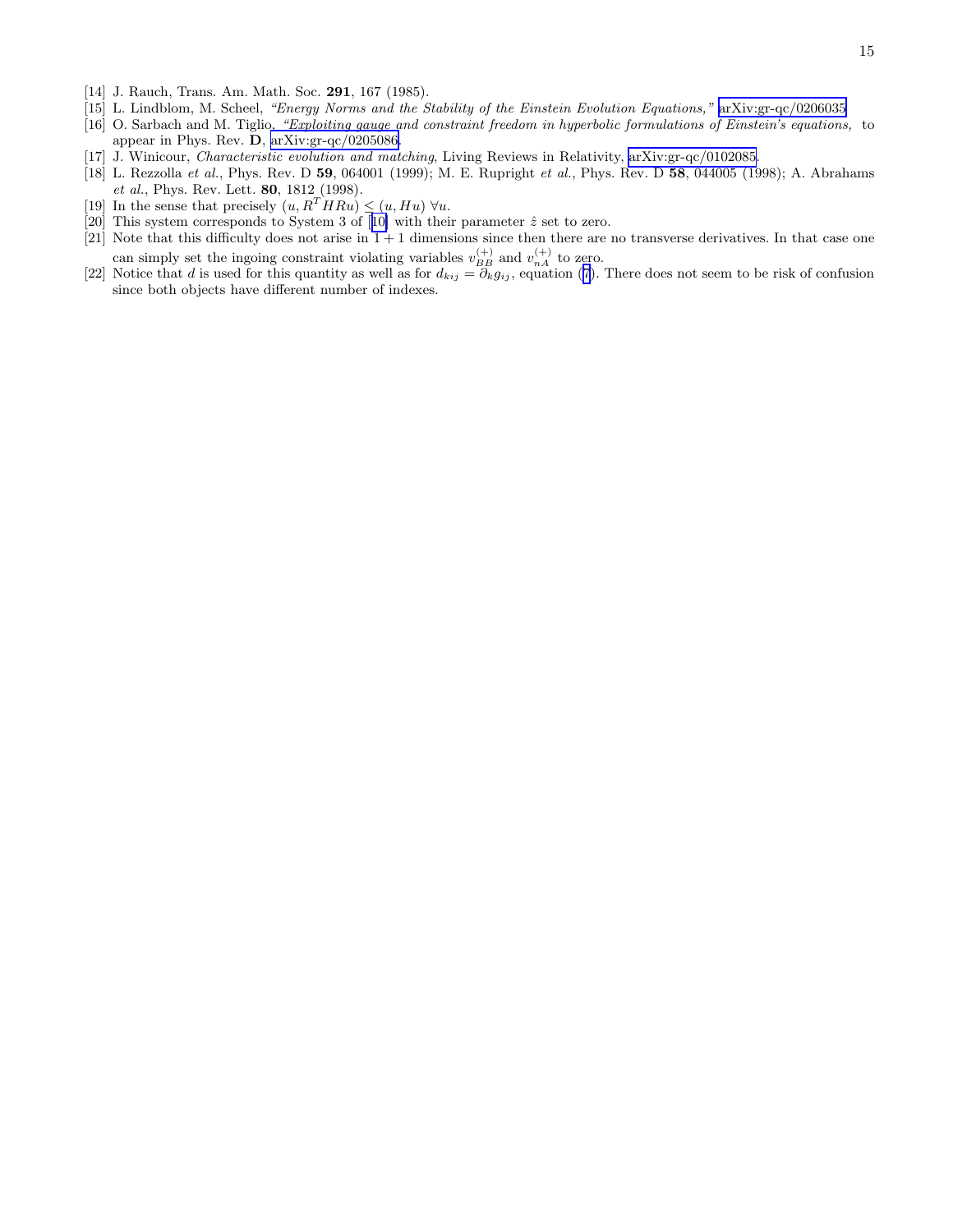[14] J. Rauch, Trans. Am. Math. Soc. **291**, 167 (1985).

[15] L. Lindblom, M. Scheel, *"Energy Norms and the Stability of the Einstein Evolution Equations,"* arXiv:gr-qc/0206035

[16] O. Sarbach and M. Tiglio, *"Exploiting gauge and constraint freedom in hyperbolic formulations of Einstein's equations,"* to appear in Phys. Rev. **D**, arXiv:gr-qc/0205086.

[17] J. Winicour, *Characteristic evolution and matching*, Living Reviews in Relativity, arXiv:gr-qc/0102085.

[18] L. Rezzolla *et al.*, Phys. Rev. D **59**, 064001 (1999); M. E. Rupright *et al.*, Phys. Rev. D **58**, 044005 (1998); A. Abrahams *et al.*, Phys. Rev. Lett. **80**, 1812 (1998).

[19] In the sense that precisely $(u, R^T H R u) \leq (u, Hu) \; \forall u$.

[20] This system corresponds to System 3 of [10] with their parameter $\hat{z}$ set to zero.

[21] Note that this difficulty does not arise in $1+1$ dimensions since then there are no transverse derivatives. In that case one can simply set the ingoing constraint violating variables $v^{(+)}_{BB}$ and $v^{(+)}_{nA}$ to zero.

[22] Notice that $d$ is used for this quantity as well as for $d_{kij} = \partial_k g_{ij}$, equation (7). There does not seem to be risk of confusion since both objects have different number of indexes.